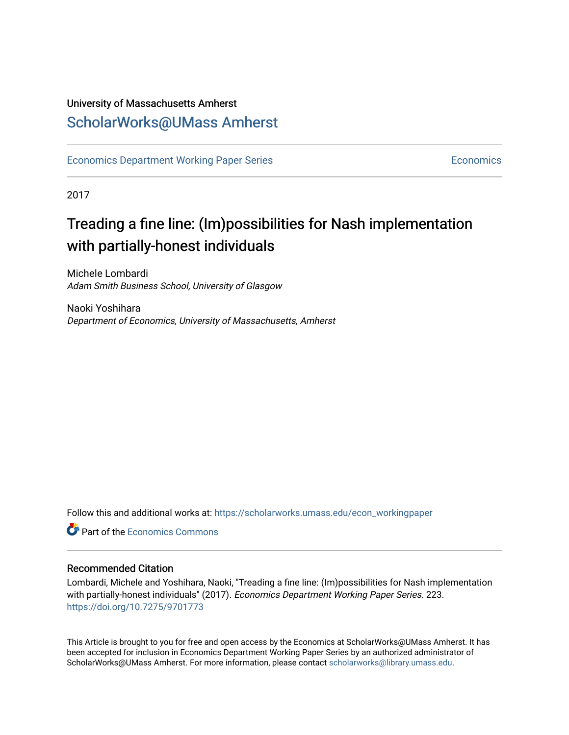University of Massachusetts Amherst

ScholarWorks@UMass Amherst

Economics Department Working Paper Series | Economics

2017

# Treading a fine line: (Im)possibilities for Nash implementation with partially-honest individuals

Michele Lombardi
*Adam Smith Business School, University of Glasgow*

Naoki Yoshihara
*Department of Economics, University of Massachusetts, Amherst*

Follow this and additional works at: https://scholarworks.umass.edu/econ_workingpaper

Part of the Economics Commons

## Recommended Citation

Lombardi, Michele and Yoshihara, Naoki, "Treading a fine line: (Im)possibilities for Nash implementation with partially-honest individuals" (2017). *Economics Department Working Paper Series*. 223.
https://doi.org/10.7275/9701773

This Article is brought to you for free and open access by the Economics at ScholarWorks@UMass Amherst. It has been accepted for inclusion in Economics Department Working Paper Series by an authorized administrator of ScholarWorks@UMass Amherst. For more information, please contact scholarworks@library.umass.edu.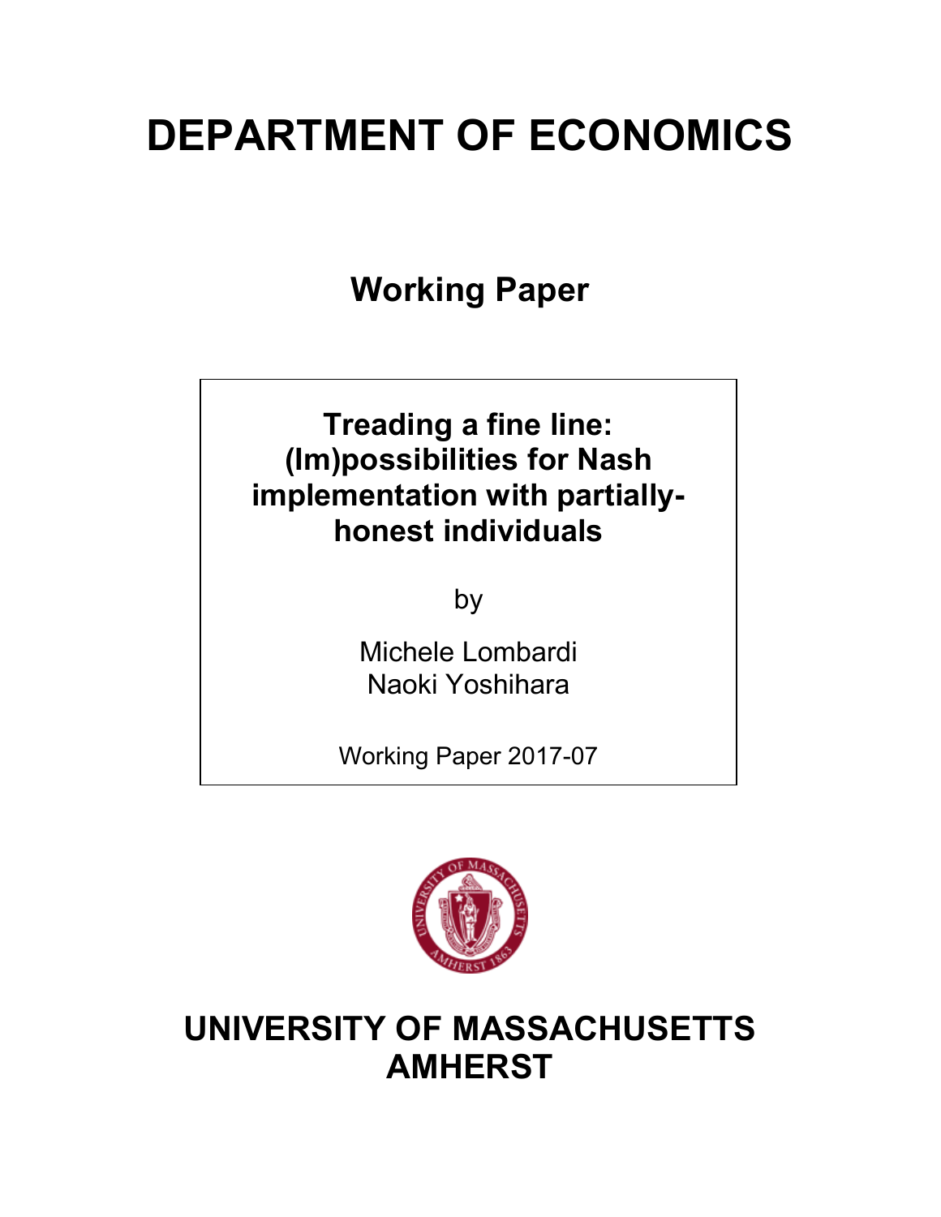# DEPARTMENT OF ECONOMICS

## Working Paper

**Treading a fine line: (Im)possibilities for Nash implementation with partially-honest individuals**

by

Michele Lombardi
Naoki Yoshihara

Working Paper 2017-07

# UNIVERSITY OF MASSACHUSETTS AMHERST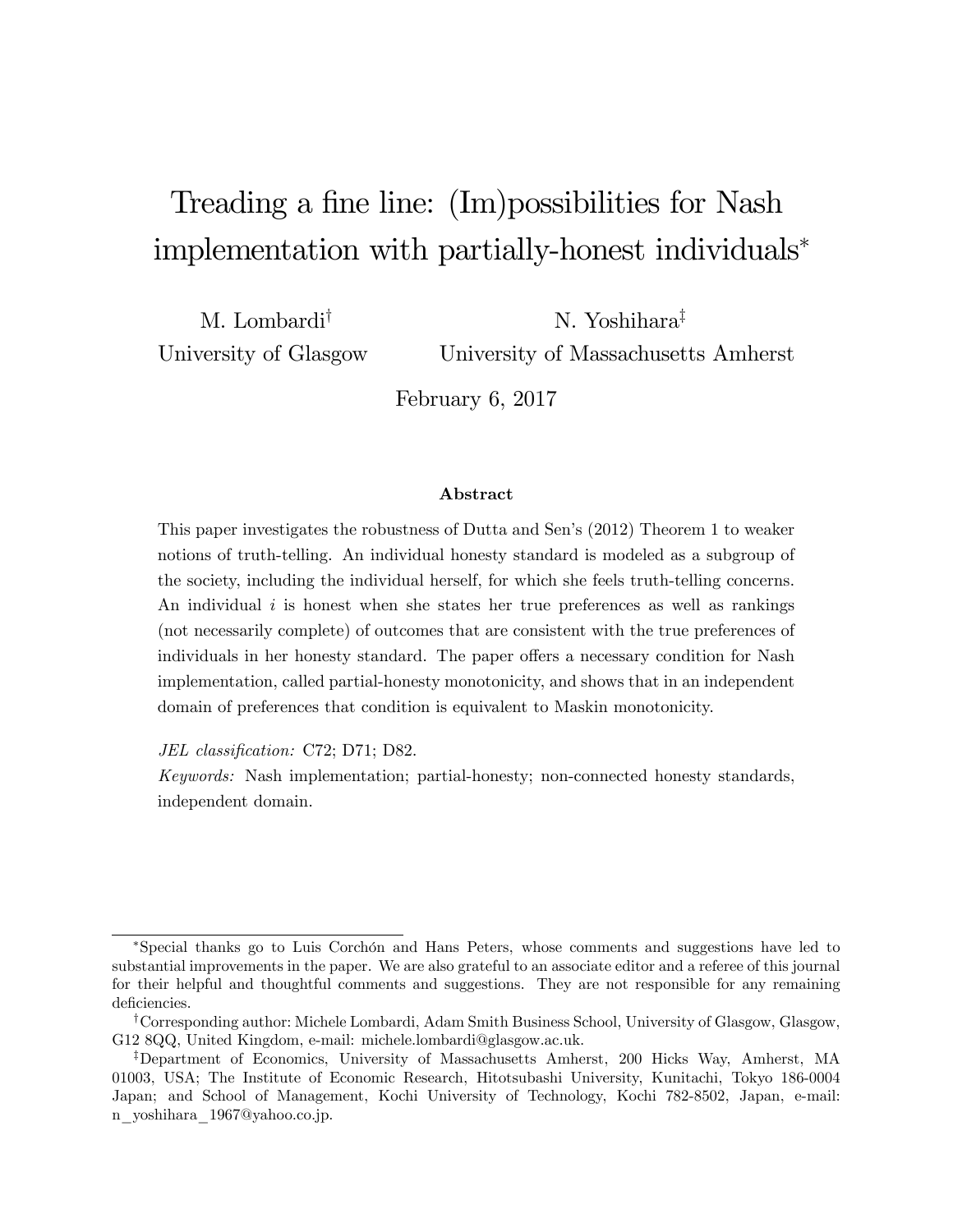# Treading a fine line: (Im)possibilities for Nash implementation with partially-honest individuals*

M. Lombardi[†]
University of Glasgow

N. Yoshihara[‡]
University of Massachusetts Amherst

February 6, 2017

### Abstract

This paper investigates the robustness of Dutta and Sen's (2012) Theorem 1 to weaker notions of truth-telling. An individual honesty standard is modeled as a subgroup of the society, including the individual herself, for which she feels truth-telling concerns. An individual $i$ is honest when she states her true preferences as well as rankings (not necessarily complete) of outcomes that are consistent with the true preferences of individuals in her honesty standard. The paper offers a necessary condition for Nash implementation, called partial-honesty monotonicity, and shows that in an independent domain of preferences that condition is equivalent to Maskin monotonicity.

*JEL classification:* C72; D71; D82.

*Keywords:* Nash implementation; partial-honesty; non-connected honesty standards, independent domain.

---

*Special thanks go to Luis Corchón and Hans Peters, whose comments and suggestions have led to substantial improvements in the paper. We are also grateful to an associate editor and a referee of this journal for their helpful and thoughtful comments and suggestions. They are not responsible for any remaining deficiencies.

[†]Corresponding author: Michele Lombardi, Adam Smith Business School, University of Glasgow, Glasgow, G12 8QQ, United Kingdom, e-mail: michele.lombardi@glasgow.ac.uk.

[‡]Department of Economics, University of Massachusetts Amherst, 200 Hicks Way, Amherst, MA 01003, USA; The Institute of Economic Research, Hitotsubashi University, Kunitachi, Tokyo 186-0004 Japan; and School of Management, Kochi University of Technology, Kochi 782-8502, Japan, e-mail: n_yoshihara_1967@yahoo.co.jp.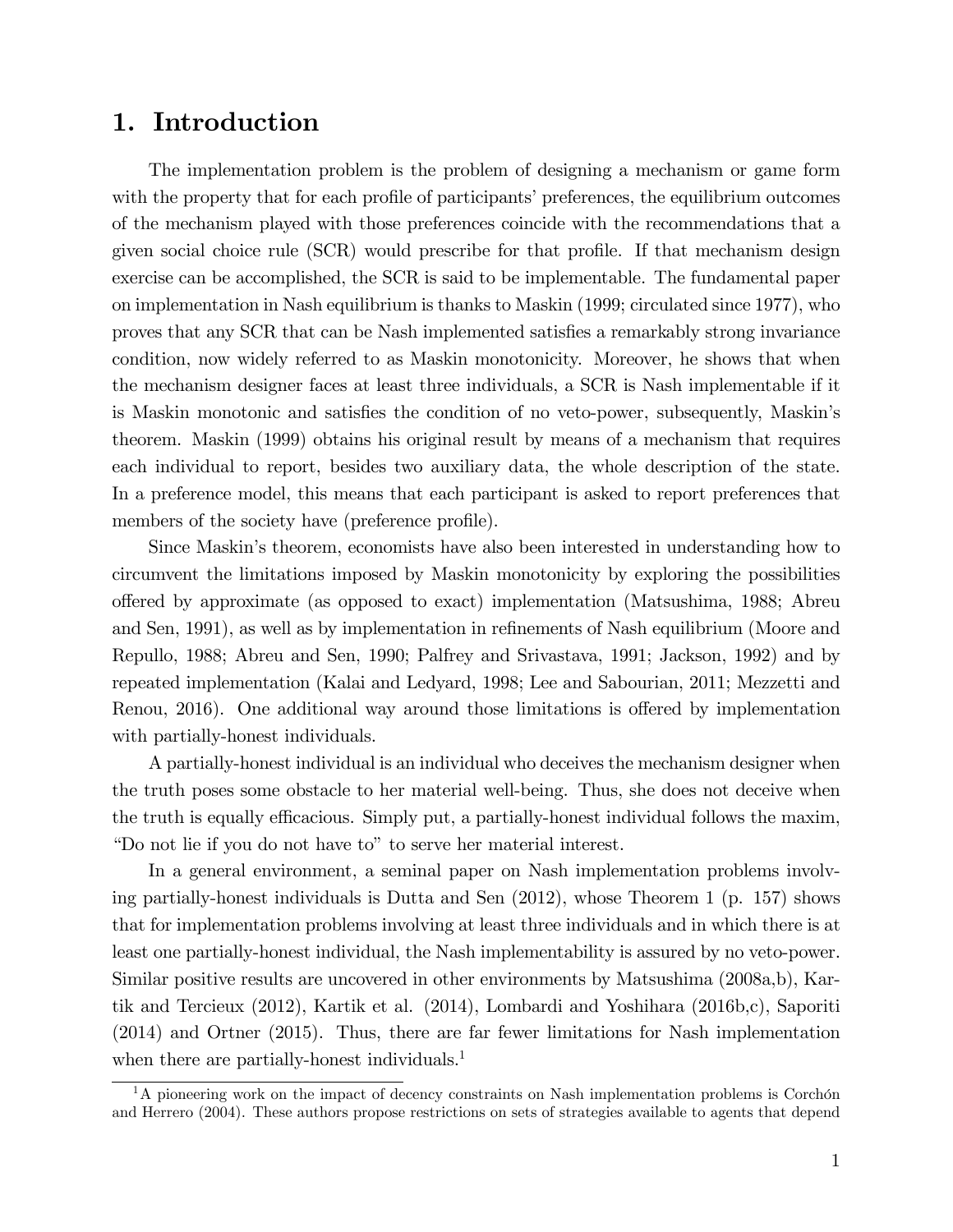# 1. Introduction

The implementation problem is the problem of designing a mechanism or game form with the property that for each profile of participants' preferences, the equilibrium outcomes of the mechanism played with those preferences coincide with the recommendations that a given social choice rule (SCR) would prescribe for that profile. If that mechanism design exercise can be accomplished, the SCR is said to be implementable. The fundamental paper on implementation in Nash equilibrium is thanks to Maskin (1999; circulated since 1977), who proves that any SCR that can be Nash implemented satisfies a remarkably strong invariance condition, now widely referred to as Maskin monotonicity. Moreover, he shows that when the mechanism designer faces at least three individuals, a SCR is Nash implementable if it is Maskin monotonic and satisfies the condition of no veto-power, subsequently, Maskin's theorem. Maskin (1999) obtains his original result by means of a mechanism that requires each individual to report, besides two auxiliary data, the whole description of the state. In a preference model, this means that each participant is asked to report preferences that members of the society have (preference profile).

Since Maskin's theorem, economists have also been interested in understanding how to circumvent the limitations imposed by Maskin monotonicity by exploring the possibilities offered by approximate (as opposed to exact) implementation (Matsushima, 1988; Abreu and Sen, 1991), as well as by implementation in refinements of Nash equilibrium (Moore and Repullo, 1988; Abreu and Sen, 1990; Palfrey and Srivastava, 1991; Jackson, 1992) and by repeated implementation (Kalai and Ledyard, 1998; Lee and Sabourian, 2011; Mezzetti and Renou, 2016). One additional way around those limitations is offered by implementation with partially-honest individuals.

A partially-honest individual is an individual who deceives the mechanism designer when the truth poses some obstacle to her material well-being. Thus, she does not deceive when the truth is equally efficacious. Simply put, a partially-honest individual follows the maxim, "Do not lie if you do not have to" to serve her material interest.

In a general environment, a seminal paper on Nash implementation problems involving partially-honest individuals is Dutta and Sen (2012), whose Theorem 1 (p. 157) shows that for implementation problems involving at least three individuals and in which there is at least one partially-honest individual, the Nash implementability is assured by no veto-power. Similar positive results are uncovered in other environments by Matsushima (2008a,b), Kartik and Tercieux (2012), Kartik et al. (2014), Lombardi and Yoshihara (2016b,c), Saporiti (2014) and Ortner (2015). Thus, there are far fewer limitations for Nash implementation when there are partially-honest individuals.[1]

[1] A pioneering work on the impact of decency constraints on Nash implementation problems is Corchón and Herrero (2004). These authors propose restrictions on sets of strategies available to agents that depend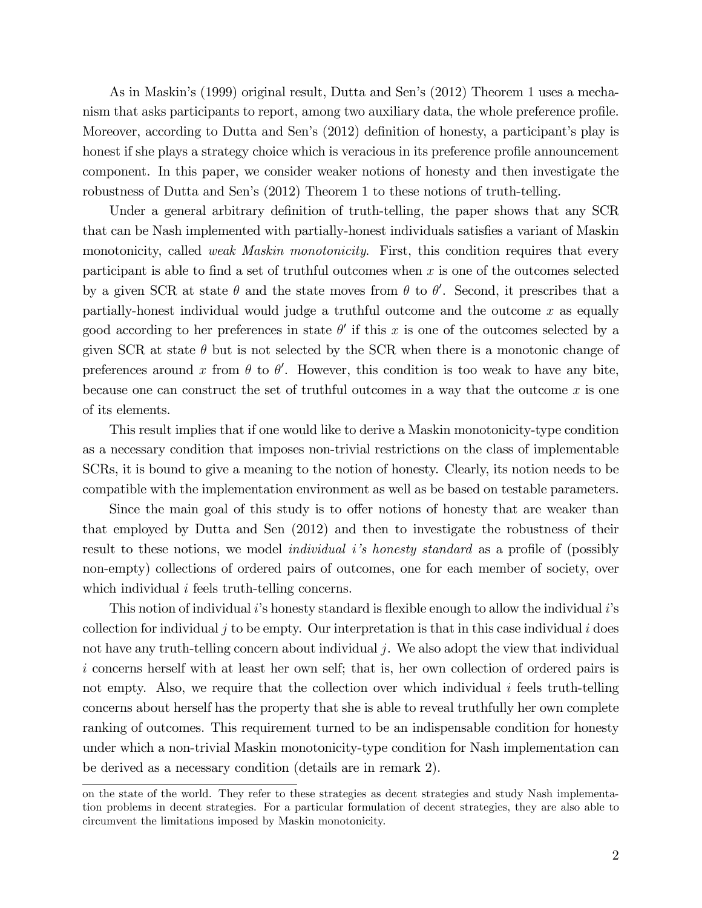As in Maskin's (1999) original result, Dutta and Sen's (2012) Theorem 1 uses a mechanism that asks participants to report, among two auxiliary data, the whole preference profile. Moreover, according to Dutta and Sen's (2012) definition of honesty, a participant's play is honest if she plays a strategy choice which is veracious in its preference profile announcement component. In this paper, we consider weaker notions of honesty and then investigate the robustness of Dutta and Sen's (2012) Theorem 1 to these notions of truth-telling.

Under a general arbitrary definition of truth-telling, the paper shows that any SCR that can be Nash implemented with partially-honest individuals satisfies a variant of Maskin monotonicity, called *weak Maskin monotonicity*. First, this condition requires that every participant is able to find a set of truthful outcomes when $x$ is one of the outcomes selected by a given SCR at state $\theta$ and the state moves from $\theta$ to $\theta'$. Second, it prescribes that a partially-honest individual would judge a truthful outcome and the outcome $x$ as equally good according to her preferences in state $\theta'$ if this $x$ is one of the outcomes selected by a given SCR at state $\theta$ but is not selected by the SCR when there is a monotonic change of preferences around $x$ from $\theta$ to $\theta'$. However, this condition is too weak to have any bite, because one can construct the set of truthful outcomes in a way that the outcome $x$ is one of its elements.

This result implies that if one would like to derive a Maskin monotonicity-type condition as a necessary condition that imposes non-trivial restrictions on the class of implementable SCRs, it is bound to give a meaning to the notion of honesty. Clearly, its notion needs to be compatible with the implementation environment as well as be based on testable parameters.

Since the main goal of this study is to offer notions of honesty that are weaker than that employed by Dutta and Sen (2012) and then to investigate the robustness of their result to these notions, we model *individual i's honesty standard* as a profile of (possibly non-empty) collections of ordered pairs of outcomes, one for each member of society, over which individual $i$ feels truth-telling concerns.

This notion of individual $i$'s honesty standard is flexible enough to allow the individual $i$'s collection for individual $j$ to be empty. Our interpretation is that in this case individual $i$ does not have any truth-telling concern about individual $j$. We also adopt the view that individual $i$ concerns herself with at least her own self; that is, her own collection of ordered pairs is not empty. Also, we require that the collection over which individual $i$ feels truth-telling concerns about herself has the property that she is able to reveal truthfully her own complete ranking of outcomes. This requirement turned to be an indispensable condition for honesty under which a non-trivial Maskin monotonicity-type condition for Nash implementation can be derived as a necessary condition (details are in remark 2).

on the state of the world. They refer to these strategies as decent strategies and study Nash implementation problems in decent strategies. For a particular formulation of decent strategies, they are also able to circumvent the limitations imposed by Maskin monotonicity.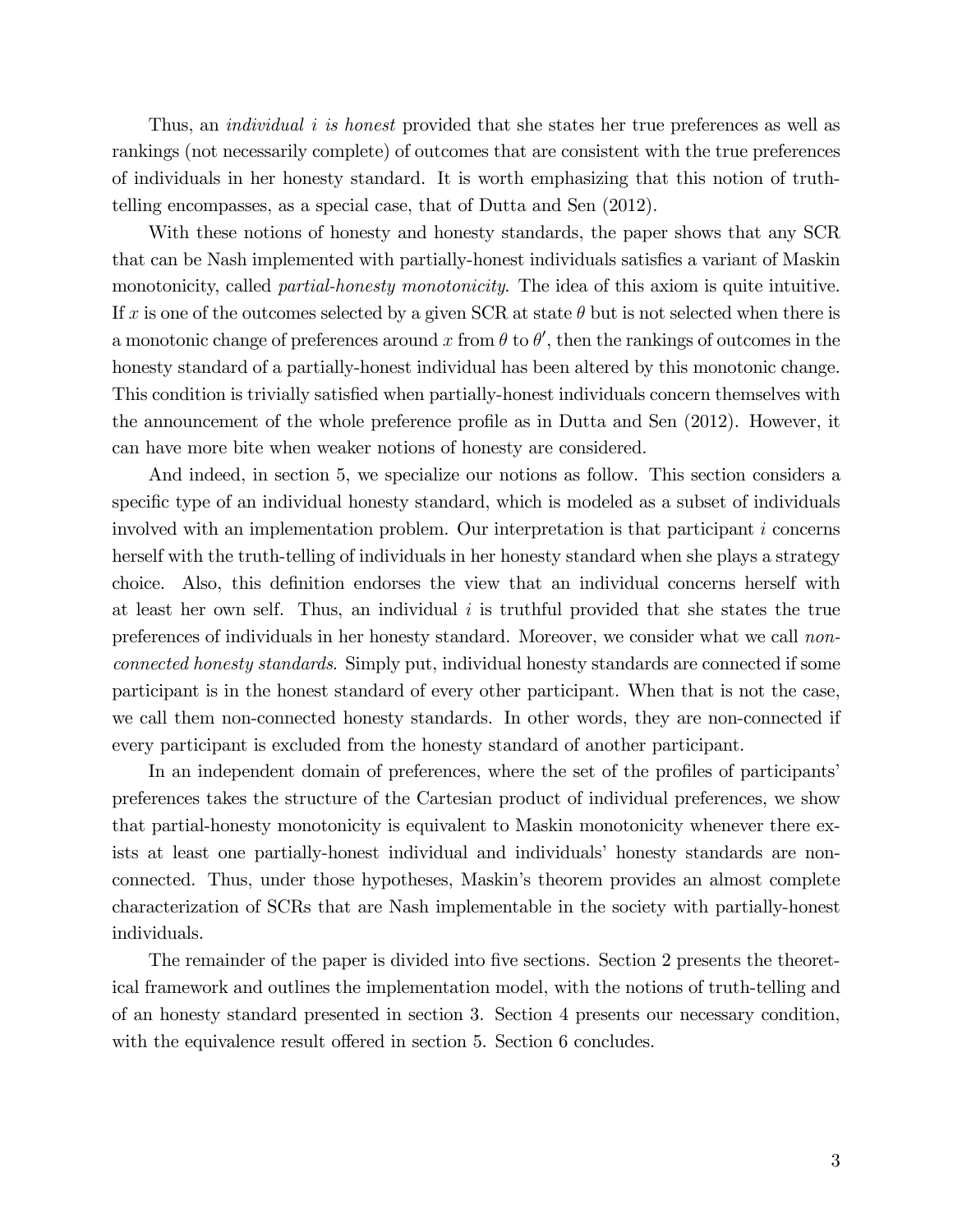Thus, an *individual $i$ is honest* provided that she states her true preferences as well as rankings (not necessarily complete) of outcomes that are consistent with the true preferences of individuals in her honesty standard. It is worth emphasizing that this notion of truth-telling encompasses, as a special case, that of Dutta and Sen (2012).

With these notions of honesty and honesty standards, the paper shows that any SCR that can be Nash implemented with partially-honest individuals satisfies a variant of Maskin monotonicity, called *partial-honesty monotonicity*. The idea of this axiom is quite intuitive. If $x$ is one of the outcomes selected by a given SCR at state $\theta$ but is not selected when there is a monotonic change of preferences around $x$ from $\theta$ to $\theta'$, then the rankings of outcomes in the honesty standard of a partially-honest individual has been altered by this monotonic change. This condition is trivially satisfied when partially-honest individuals concern themselves with the announcement of the whole preference profile as in Dutta and Sen (2012). However, it can have more bite when weaker notions of honesty are considered.

And indeed, in section 5, we specialize our notions as follow. This section considers a specific type of an individual honesty standard, which is modeled as a subset of individuals involved with an implementation problem. Our interpretation is that participant $i$ concerns herself with the truth-telling of individuals in her honesty standard when she plays a strategy choice. Also, this definition endorses the view that an individual concerns herself with at least her own self. Thus, an individual $i$ is truthful provided that she states the true preferences of individuals in her honesty standard. Moreover, we consider what we call *non-connected honesty standards*. Simply put, individual honesty standards are connected if some participant is in the honest standard of every other participant. When that is not the case, we call them non-connected honesty standards. In other words, they are non-connected if every participant is excluded from the honesty standard of another participant.

In an independent domain of preferences, where the set of the profiles of participants' preferences takes the structure of the Cartesian product of individual preferences, we show that partial-honesty monotonicity is equivalent to Maskin monotonicity whenever there exists at least one partially-honest individual and individuals' honesty standards are non-connected. Thus, under those hypotheses, Maskin's theorem provides an almost complete characterization of SCRs that are Nash implementable in the society with partially-honest individuals.

The remainder of the paper is divided into five sections. Section 2 presents the theoretical framework and outlines the implementation model, with the notions of truth-telling and of an honesty standard presented in section 3. Section 4 presents our necessary condition, with the equivalence result offered in section 5. Section 6 concludes.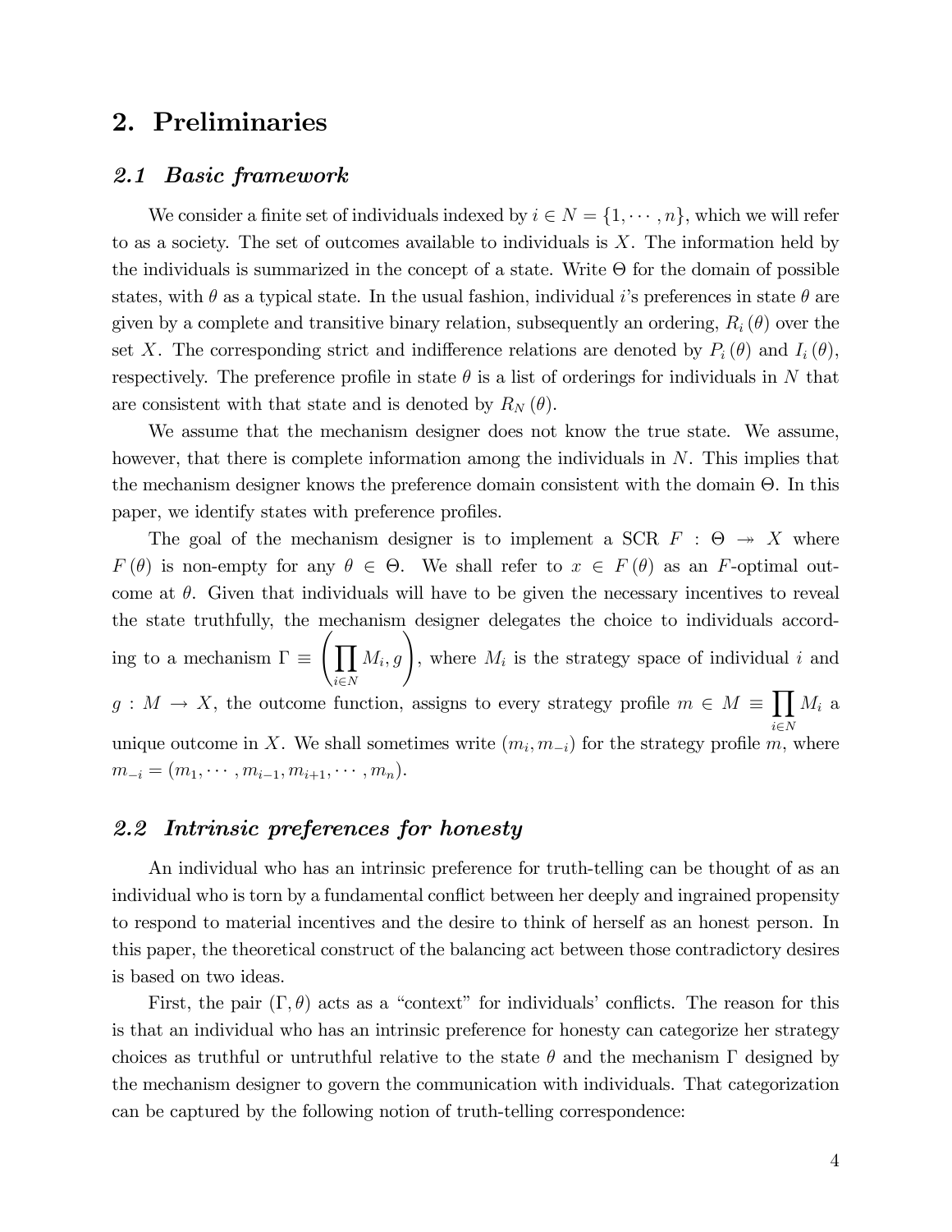## 2. Preliminaries

### 2.1 Basic framework

We consider a finite set of individuals indexed by $i \in N = \{1, \cdots, n\}$, which we will refer to as a society. The set of outcomes available to individuals is $X$. The information held by the individuals is summarized in the concept of a state. Write $\Theta$ for the domain of possible states, with $\theta$ as a typical state. In the usual fashion, individual $i$'s preferences in state $\theta$ are given by a complete and transitive binary relation, subsequently an ordering, $R_i(\theta)$ over the set $X$. The corresponding strict and indifference relations are denoted by $P_i(\theta)$ and $I_i(\theta)$, respectively. The preference profile in state $\theta$ is a list of orderings for individuals in $N$ that are consistent with that state and is denoted by $R_N(\theta)$.

We assume that the mechanism designer does not know the true state. We assume, however, that there is complete information among the individuals in $N$. This implies that the mechanism designer knows the preference domain consistent with the domain $\Theta$. In this paper, we identify states with preference profiles.

The goal of the mechanism designer is to implement a SCR $F : \Theta \twoheadrightarrow X$ where $F(\theta)$ is non-empty for any $\theta \in \Theta$. We shall refer to $x \in F(\theta)$ as an $F$-optimal outcome at $\theta$. Given that individuals will have to be given the necessary incentives to reveal the state truthfully, the mechanism designer delegates the choice to individuals according to a mechanism $\Gamma \equiv \left(\prod_{i \in N} M_i, g\right)$, where $M_i$ is the strategy space of individual $i$ and $g : M \rightarrow X$, the outcome function, assigns to every strategy profile $m \in M \equiv \prod_{i \in N} M_i$ a unique outcome in $X$. We shall sometimes write $(m_i, m_{-i})$ for the strategy profile $m$, where $m_{-i} = (m_1, \cdots, m_{i-1}, m_{i+1}, \cdots, m_n)$.

### 2.2 Intrinsic preferences for honesty

An individual who has an intrinsic preference for truth-telling can be thought of as an individual who is torn by a fundamental conflict between her deeply and ingrained propensity to respond to material incentives and the desire to think of herself as an honest person. In this paper, the theoretical construct of the balancing act between those contradictory desires is based on two ideas.

First, the pair $(\Gamma, \theta)$ acts as a "context" for individuals' conflicts. The reason for this is that an individual who has an intrinsic preference for honesty can categorize her strategy choices as truthful or untruthful relative to the state $\theta$ and the mechanism $\Gamma$ designed by the mechanism designer to govern the communication with individuals. That categorization can be captured by the following notion of truth-telling correspondence: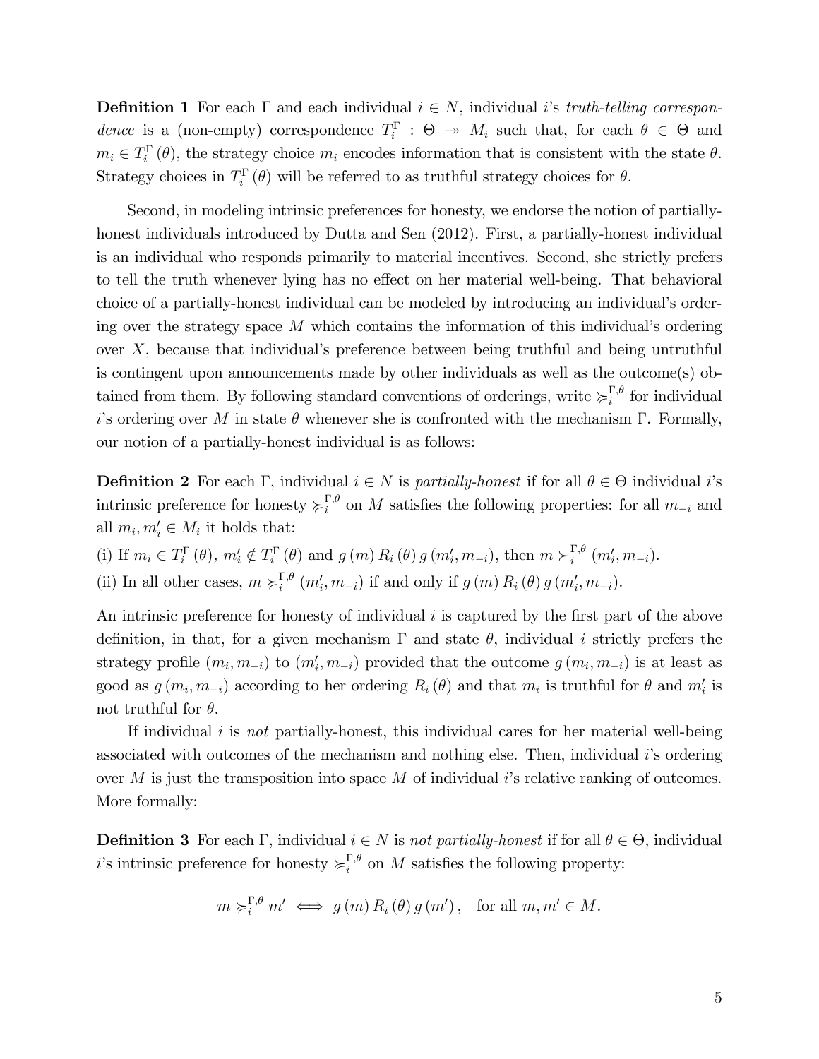**Definition 1** For each $\Gamma$ and each individual $i \in N$, individual $i$'s *truth-telling correspondence* is a (non-empty) correspondence $T_i^{\Gamma} : \Theta \twoheadrightarrow M_i$ such that, for each $\theta \in \Theta$ and $m_i \in T_i^{\Gamma}(\theta)$, the strategy choice $m_i$ encodes information that is consistent with the state $\theta$. Strategy choices in $T_i^{\Gamma}(\theta)$ will be referred to as truthful strategy choices for $\theta$.

Second, in modeling intrinsic preferences for honesty, we endorse the notion of partially-honest individuals introduced by Dutta and Sen (2012). First, a partially-honest individual is an individual who responds primarily to material incentives. Second, she strictly prefers to tell the truth whenever lying has no effect on her material well-being. That behavioral choice of a partially-honest individual can be modeled by introducing an individual's ordering over the strategy space $M$ which contains the information of this individual's ordering over $X$, because that individual's preference between being truthful and being untruthful is contingent upon announcements made by other individuals as well as the outcome(s) obtained from them. By following standard conventions of orderings, write $\succcurlyeq_i^{\Gamma,\theta}$ for individual $i$'s ordering over $M$ in state $\theta$ whenever she is confronted with the mechanism $\Gamma$. Formally, our notion of a partially-honest individual is as follows:

**Definition 2** For each $\Gamma$, individual $i \in N$ is *partially-honest* if for all $\theta \in \Theta$ individual $i$'s intrinsic preference for honesty $\succcurlyeq_i^{\Gamma,\theta}$ on $M$ satisfies the following properties: for all $m_{-i}$ and all $m_i, m_i' \in M_i$ it holds that:

(i) If $m_i \in T_i^{\Gamma}(\theta)$, $m_i' \notin T_i^{\Gamma}(\theta)$ and $g(m)\, R_i(\theta)\, g(m_i', m_{-i})$, then $m \succ_i^{\Gamma,\theta} (m_i', m_{-i})$.

(ii) In all other cases, $m \succcurlyeq_i^{\Gamma,\theta} (m_i', m_{-i})$ if and only if $g(m)\, R_i(\theta)\, g(m_i', m_{-i})$.

An intrinsic preference for honesty of individual $i$ is captured by the first part of the above definition, in that, for a given mechanism $\Gamma$ and state $\theta$, individual $i$ strictly prefers the strategy profile $(m_i, m_{-i})$ to $(m_i', m_{-i})$ provided that the outcome $g(m_i, m_{-i})$ is at least as good as $g(m_i, m_{-i})$ according to her ordering $R_i(\theta)$ and that $m_i$ is truthful for $\theta$ and $m_i'$ is not truthful for $\theta$.

If individual $i$ is *not* partially-honest, this individual cares for her material well-being associated with outcomes of the mechanism and nothing else. Then, individual $i$'s ordering over $M$ is just the transposition into space $M$ of individual $i$'s relative ranking of outcomes. More formally:

**Definition 3** For each $\Gamma$, individual $i \in N$ is *not partially-honest* if for all $\theta \in \Theta$, individual $i$'s intrinsic preference for honesty $\succcurlyeq_i^{\Gamma,\theta}$ on $M$ satisfies the following property:

$$m \succcurlyeq_i^{\Gamma,\theta} m' \iff g(m)\, R_i(\theta)\, g(m'), \quad \text{for all } m, m' \in M.$$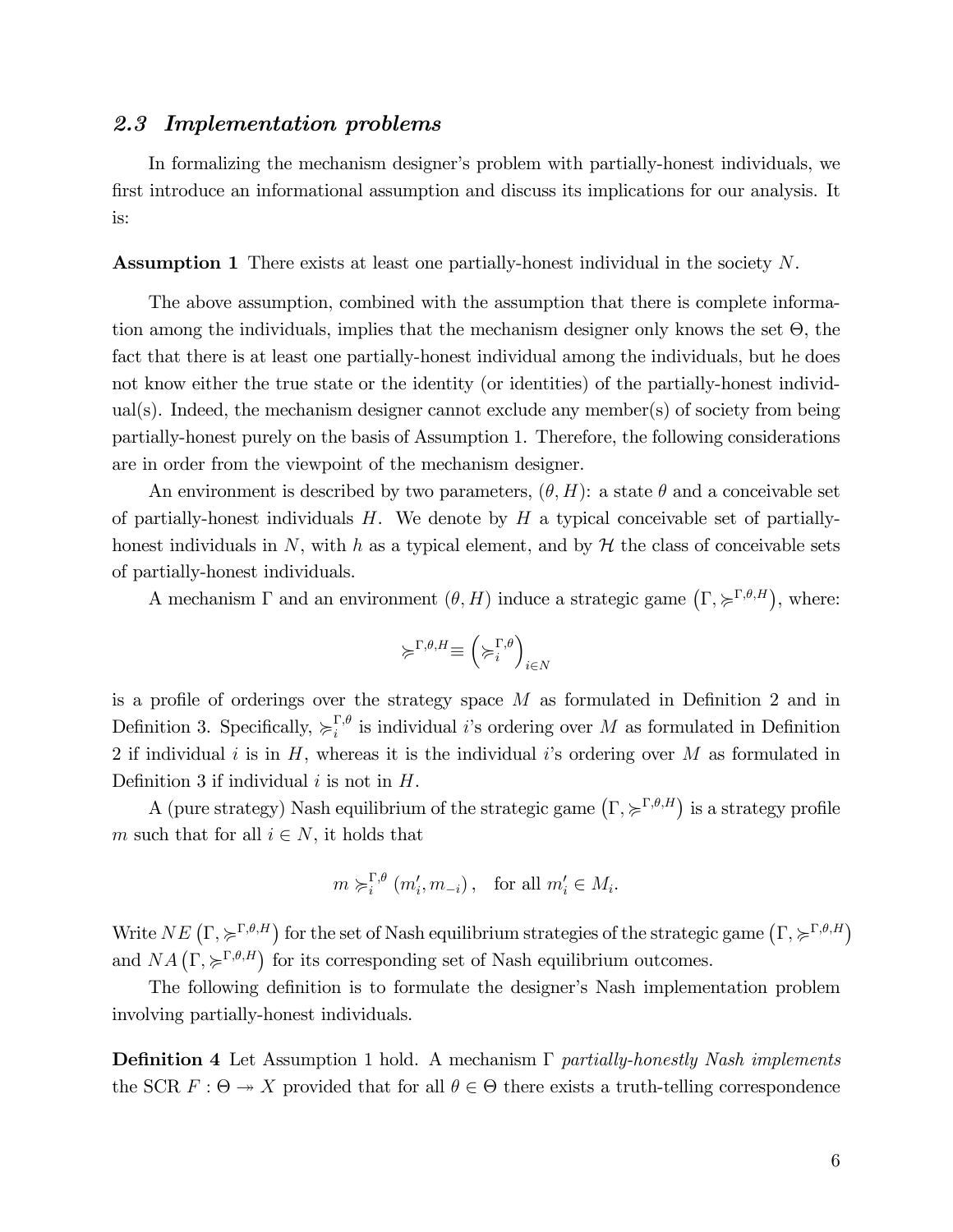### *2.3 Implementation problems*

In formalizing the mechanism designer's problem with partially-honest individuals, we first introduce an informational assumption and discuss its implications for our analysis. It is:

**Assumption 1** There exists at least one partially-honest individual in the society $N$.

The above assumption, combined with the assumption that there is complete information among the individuals, implies that the mechanism designer only knows the set $\Theta$, the fact that there is at least one partially-honest individual among the individuals, but he does not know either the true state or the identity (or identities) of the partially-honest individual(s). Indeed, the mechanism designer cannot exclude any member(s) of society from being partially-honest purely on the basis of Assumption 1. Therefore, the following considerations are in order from the viewpoint of the mechanism designer.

An environment is described by two parameters, $(\theta, H)$: a state $\theta$ and a conceivable set of partially-honest individuals $H$. We denote by $H$ a typical conceivable set of partially-honest individuals in $N$, with $h$ as a typical element, and by $\mathcal{H}$ the class of conceivable sets of partially-honest individuals.

A mechanism $\Gamma$ and an environment $(\theta, H)$ induce a strategic game $\left(\Gamma, \succcurlyeq^{\Gamma,\theta,H}\right)$, where:

$$\succcurlyeq^{\Gamma,\theta,H} \equiv \left(\succcurlyeq_i^{\Gamma,\theta}\right)_{i \in N}$$

is a profile of orderings over the strategy space $M$ as formulated in Definition 2 and in Definition 3. Specifically, $\succcurlyeq_i^{\Gamma,\theta}$ is individual $i$'s ordering over $M$ as formulated in Definition 2 if individual $i$ is in $H$, whereas it is the individual $i$'s ordering over $M$ as formulated in Definition 3 if individual $i$ is not in $H$.

A (pure strategy) Nash equilibrium of the strategic game $\left(\Gamma, \succcurlyeq^{\Gamma,\theta,H}\right)$ is a strategy profile $m$ such that for all $i \in N$, it holds that

$$m \succcurlyeq_i^{\Gamma,\theta} \left(m_i', m_{-i}\right), \quad \text{for all } m_i' \in M_i.$$

Write $NE\left(\Gamma, \succcurlyeq^{\Gamma,\theta,H}\right)$ for the set of Nash equilibrium strategies of the strategic game $\left(\Gamma, \succcurlyeq^{\Gamma,\theta,H}\right)$ and $NA\left(\Gamma, \succcurlyeq^{\Gamma,\theta,H}\right)$ for its corresponding set of Nash equilibrium outcomes.

The following definition is to formulate the designer's Nash implementation problem involving partially-honest individuals.

**Definition 4** Let Assumption 1 hold. A mechanism $\Gamma$ *partially-honestly Nash implements* the SCR $F : \Theta \twoheadrightarrow X$ provided that for all $\theta \in \Theta$ there exists a truth-telling correspondence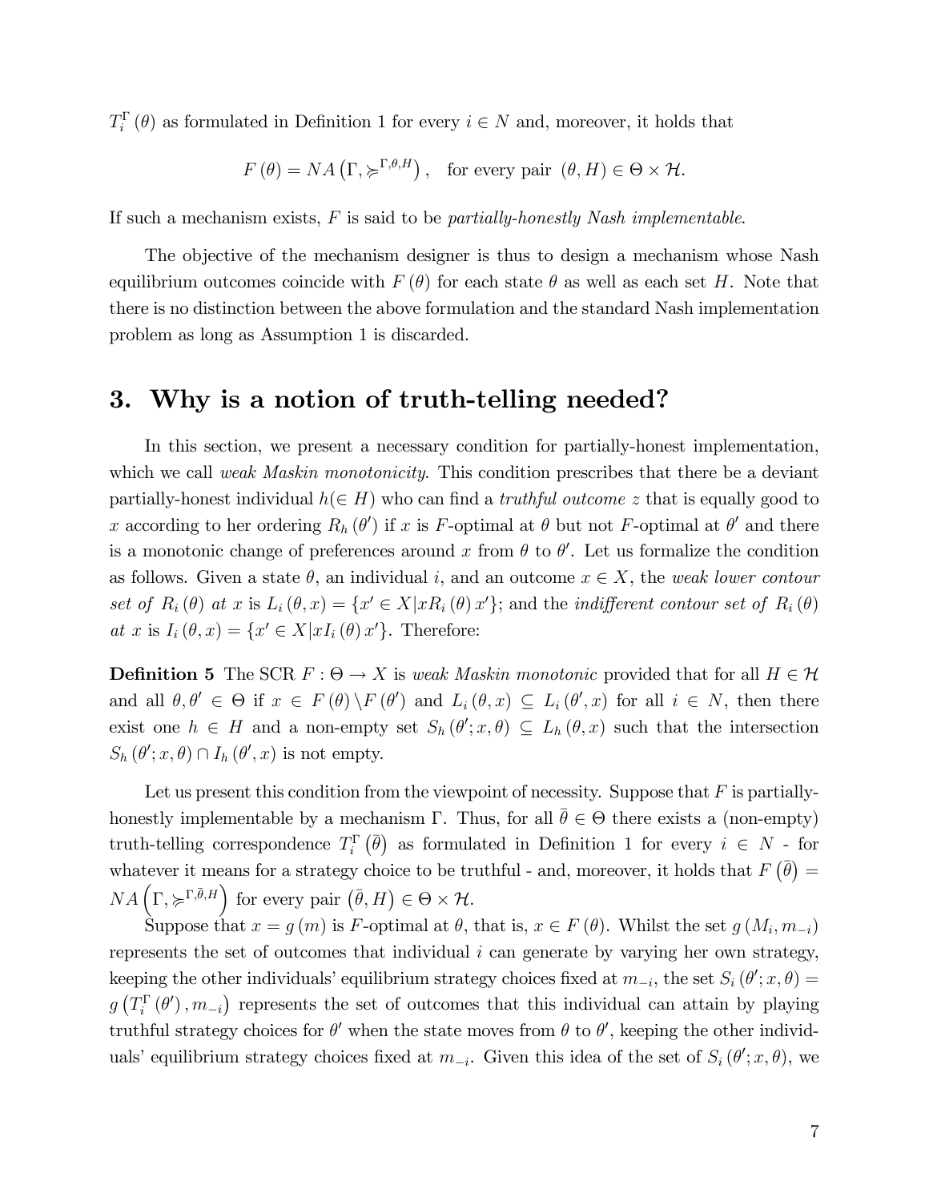$T_i^{\Gamma}(\theta)$ as formulated in Definition 1 for every $i \in N$ and, moreover, it holds that

$$F(\theta) = NA\left(\Gamma, \succcurlyeq^{\Gamma,\theta,H}\right), \quad \text{for every pair } (\theta, H) \in \Theta \times \mathcal{H}.$$

If such a mechanism exists, $F$ is said to be *partially-honestly Nash implementable*.

The objective of the mechanism designer is thus to design a mechanism whose Nash equilibrium outcomes coincide with $F(\theta)$ for each state $\theta$ as well as each set $H$. Note that there is no distinction between the above formulation and the standard Nash implementation problem as long as Assumption 1 is discarded.

## 3. Why is a notion of truth-telling needed?

In this section, we present a necessary condition for partially-honest implementation, which we call *weak Maskin monotonicity*. This condition prescribes that there be a deviant partially-honest individual $h(\in H)$ who can find a *truthful outcome* $z$ that is equally good to $x$ according to her ordering $R_h(\theta')$ if $x$ is $F$-optimal at $\theta$ but not $F$-optimal at $\theta'$ and there is a monotonic change of preferences around $x$ from $\theta$ to $\theta'$. Let us formalize the condition as follows. Given a state $\theta$, an individual $i$, and an outcome $x \in X$, the *weak lower contour set of* $R_i(\theta)$ *at* $x$ is $L_i(\theta, x) = \{x' \in X | x R_i(\theta) x'\}$; and the *indifferent contour set of* $R_i(\theta)$ *at* $x$ is $I_i(\theta, x) = \{x' \in X | x I_i(\theta) x'\}$. Therefore:

**Definition 5** The SCR $F : \Theta \to X$ is *weak Maskin monotonic* provided that for all $H \in \mathcal{H}$ and all $\theta, \theta' \in \Theta$ if $x \in F(\theta) \backslash F(\theta')$ and $L_i(\theta, x) \subseteq L_i(\theta', x)$ for all $i \in N$, then there exist one $h \in H$ and a non-empty set $S_h(\theta'; x, \theta) \subseteq L_h(\theta, x)$ such that the intersection $S_h(\theta'; x, \theta) \cap I_h(\theta', x)$ is not empty.

Let us present this condition from the viewpoint of necessity. Suppose that $F$ is partially-honestly implementable by a mechanism $\Gamma$. Thus, for all $\bar{\theta} \in \Theta$ there exists a (non-empty) truth-telling correspondence $T_i^{\Gamma}(\bar{\theta})$ as formulated in Definition 1 for every $i \in N$ - for whatever it means for a strategy choice to be truthful - and, moreover, it holds that $F(\bar{\theta}) = NA\left(\Gamma, \succcurlyeq^{\Gamma,\bar{\theta},H}\right)$ for every pair $(\bar{\theta}, H) \in \Theta \times \mathcal{H}$.

Suppose that $x = g(m)$ is $F$-optimal at $\theta$, that is, $x \in F(\theta)$. Whilst the set $g(M_i, m_{-i})$ represents the set of outcomes that individual $i$ can generate by varying her own strategy, keeping the other individuals' equilibrium strategy choices fixed at $m_{-i}$, the set $S_i(\theta'; x, \theta) = g\left(T_i^{\Gamma}(\theta'), m_{-i}\right)$ represents the set of outcomes that this individual can attain by playing truthful strategy choices for $\theta'$ when the state moves from $\theta$ to $\theta'$, keeping the other individuals' equilibrium strategy choices fixed at $m_{-i}$. Given this idea of the set of $S_i(\theta'; x, \theta)$, we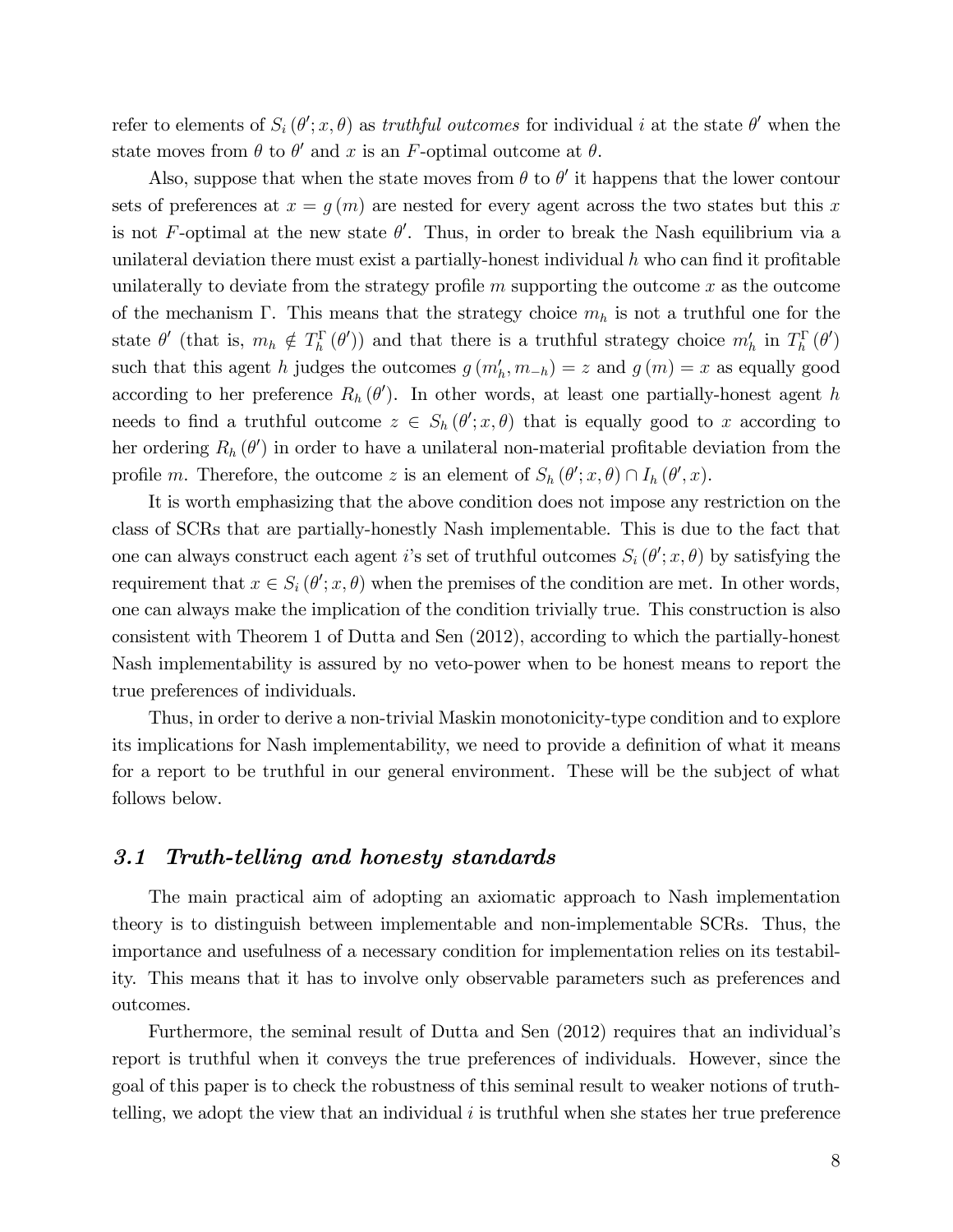refer to elements of $S_i(\theta'; x, \theta)$ as *truthful outcomes* for individual $i$ at the state $\theta'$ when the state moves from $\theta$ to $\theta'$ and $x$ is an $F$-optimal outcome at $\theta$.

Also, suppose that when the state moves from $\theta$ to $\theta'$ it happens that the lower contour sets of preferences at $x = g(m)$ are nested for every agent across the two states but this $x$ is not $F$-optimal at the new state $\theta'$. Thus, in order to break the Nash equilibrium via a unilateral deviation there must exist a partially-honest individual $h$ who can find it profitable unilaterally to deviate from the strategy profile $m$ supporting the outcome $x$ as the outcome of the mechanism $\Gamma$. This means that the strategy choice $m_h$ is not a truthful one for the state $\theta'$ (that is, $m_h \notin T_h^{\Gamma}(\theta')$) and that there is a truthful strategy choice $m'_h$ in $T_h^{\Gamma}(\theta')$ such that this agent $h$ judges the outcomes $g(m'_h, m_{-h}) = z$ and $g(m) = x$ as equally good according to her preference $R_h(\theta')$. In other words, at least one partially-honest agent $h$ needs to find a truthful outcome $z \in S_h(\theta'; x, \theta)$ that is equally good to $x$ according to her ordering $R_h(\theta')$ in order to have a unilateral non-material profitable deviation from the profile $m$. Therefore, the outcome $z$ is an element of $S_h(\theta'; x, \theta) \cap I_h(\theta', x)$.

It is worth emphasizing that the above condition does not impose any restriction on the class of SCRs that are partially-honestly Nash implementable. This is due to the fact that one can always construct each agent $i$'s set of truthful outcomes $S_i(\theta'; x, \theta)$ by satisfying the requirement that $x \in S_i(\theta'; x, \theta)$ when the premises of the condition are met. In other words, one can always make the implication of the condition trivially true. This construction is also consistent with Theorem 1 of Dutta and Sen (2012), according to which the partially-honest Nash implementability is assured by no veto-power when to be honest means to report the true preferences of individuals.

Thus, in order to derive a non-trivial Maskin monotonicity-type condition and to explore its implications for Nash implementability, we need to provide a definition of what it means for a report to be truthful in our general environment. These will be the subject of what follows below.

### 3.1 Truth-telling and honesty standards

The main practical aim of adopting an axiomatic approach to Nash implementation theory is to distinguish between implementable and non-implementable SCRs. Thus, the importance and usefulness of a necessary condition for implementation relies on its testability. This means that it has to involve only observable parameters such as preferences and outcomes.

Furthermore, the seminal result of Dutta and Sen (2012) requires that an individual's report is truthful when it conveys the true preferences of individuals. However, since the goal of this paper is to check the robustness of this seminal result to weaker notions of truth-telling, we adopt the view that an individual $i$ is truthful when she states her true preference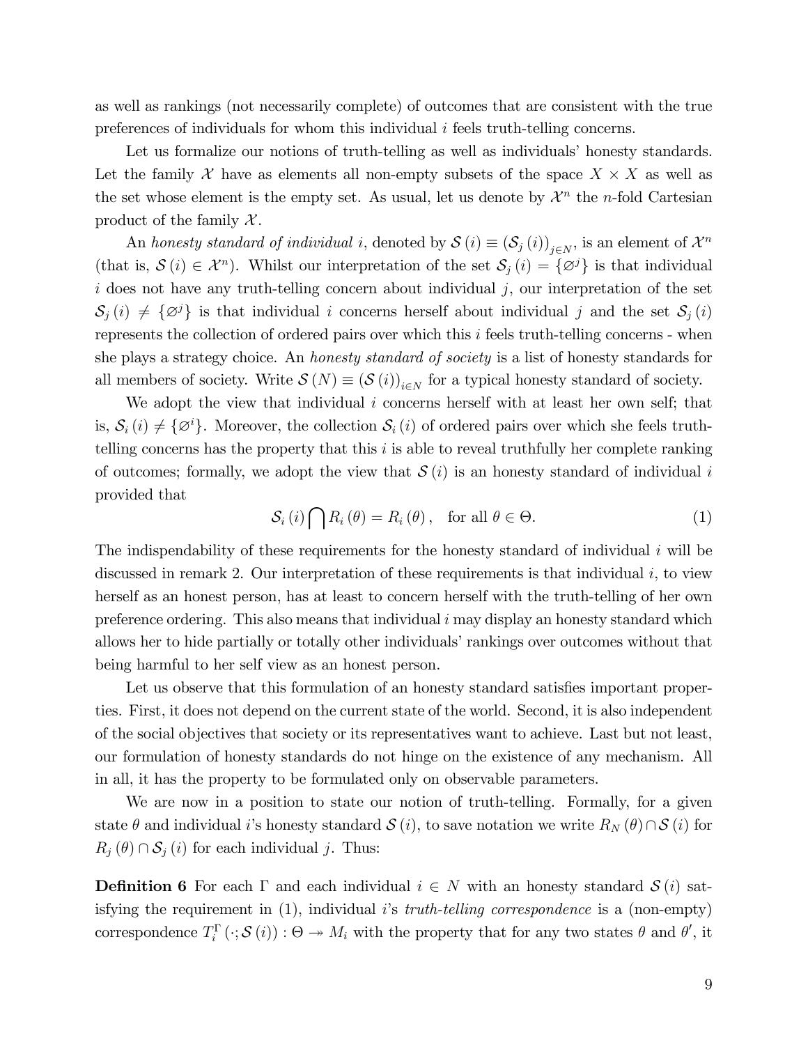as well as rankings (not necessarily complete) of outcomes that are consistent with the true preferences of individuals for whom this individual $i$ feels truth-telling concerns.

Let us formalize our notions of truth-telling as well as individuals' honesty standards. Let the family $\mathcal{X}$ have as elements all non-empty subsets of the space $X \times X$ as well as the set whose element is the empty set. As usual, let us denote by $\mathcal{X}^n$ the $n$-fold Cartesian product of the family $\mathcal{X}$.

An *honesty standard of individual* $i$, denoted by $\mathcal{S}(i) \equiv (\mathcal{S}_j(i))_{j \in N}$, is an element of $\mathcal{X}^n$ (that is, $\mathcal{S}(i) \in \mathcal{X}^n$). Whilst our interpretation of the set $\mathcal{S}_j(i) = \{\varnothing^j\}$ is that individual $i$ does not have any truth-telling concern about individual $j$, our interpretation of the set $\mathcal{S}_j(i) \neq \{\varnothing^j\}$ is that individual $i$ concerns herself about individual $j$ and the set $\mathcal{S}_j(i)$ represents the collection of ordered pairs over which this $i$ feels truth-telling concerns - when she plays a strategy choice. An *honesty standard of society* is a list of honesty standards for all members of society. Write $\mathcal{S}(N) \equiv (\mathcal{S}(i))_{i \in N}$ for a typical honesty standard of society.

We adopt the view that individual $i$ concerns herself with at least her own self; that is, $\mathcal{S}_i(i) \neq \{\varnothing^i\}$. Moreover, the collection $\mathcal{S}_i(i)$ of ordered pairs over which she feels truth-telling concerns has the property that this $i$ is able to reveal truthfully her complete ranking of outcomes; formally, we adopt the view that $\mathcal{S}(i)$ is an honesty standard of individual $i$ provided that

$$\mathcal{S}_i(i) \bigcap R_i(\theta) = R_i(\theta), \quad \text{for all } \theta \in \Theta. \tag{1}$$

The indispendability of these requirements for the honesty standard of individual $i$ will be discussed in remark 2. Our interpretation of these requirements is that individual $i$, to view herself as an honest person, has at least to concern herself with the truth-telling of her own preference ordering. This also means that individual $i$ may display an honesty standard which allows her to hide partially or totally other individuals' rankings over outcomes without that being harmful to her self view as an honest person.

Let us observe that this formulation of an honesty standard satisfies important properties. First, it does not depend on the current state of the world. Second, it is also independent of the social objectives that society or its representatives want to achieve. Last but not least, our formulation of honesty standards do not hinge on the existence of any mechanism. All in all, it has the property to be formulated only on observable parameters.

We are now in a position to state our notion of truth-telling. Formally, for a given state $\theta$ and individual $i$'s honesty standard $\mathcal{S}(i)$, to save notation we write $R_N(\theta) \cap \mathcal{S}(i)$ for $R_j(\theta) \cap \mathcal{S}_j(i)$ for each individual $j$. Thus:

**Definition 6** For each $\Gamma$ and each individual $i \in N$ with an honesty standard $\mathcal{S}(i)$ satisfying the requirement in (1), individual $i$'s *truth-telling correspondence* is a (non-empty) correspondence $T_i^{\Gamma}(\cdot; \mathcal{S}(i)) : \Theta \twoheadrightarrow M_i$ with the property that for any two states $\theta$ and $\theta'$, it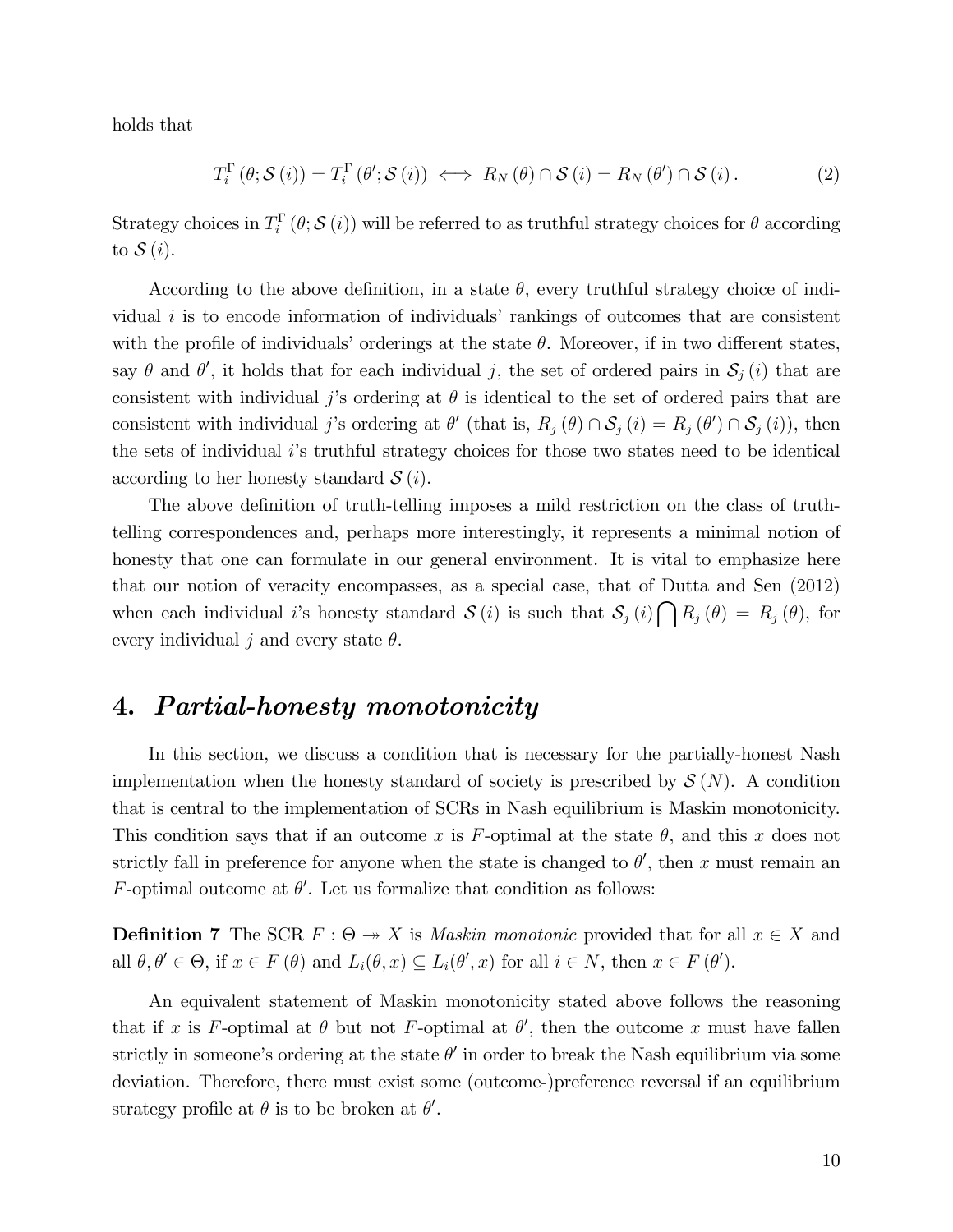holds that

$$T_i^{\Gamma}(\theta; \mathcal{S}(i)) = T_i^{\Gamma}(\theta'; \mathcal{S}(i)) \iff R_N(\theta) \cap \mathcal{S}(i) = R_N(\theta') \cap \mathcal{S}(i). \tag{2}$$

Strategy choices in $T_i^{\Gamma}(\theta; \mathcal{S}(i))$ will be referred to as truthful strategy choices for $\theta$ according to $\mathcal{S}(i)$.

According to the above definition, in a state $\theta$, every truthful strategy choice of individual $i$ is to encode information of individuals' rankings of outcomes that are consistent with the profile of individuals' orderings at the state $\theta$. Moreover, if in two different states, say $\theta$ and $\theta'$, it holds that for each individual $j$, the set of ordered pairs in $\mathcal{S}_j(i)$ that are consistent with individual $j$'s ordering at $\theta$ is identical to the set of ordered pairs that are consistent with individual $j$'s ordering at $\theta'$ (that is, $R_j(\theta) \cap \mathcal{S}_j(i) = R_j(\theta') \cap \mathcal{S}_j(i)$), then the sets of individual $i$'s truthful strategy choices for those two states need to be identical according to her honesty standard $\mathcal{S}(i)$.

The above definition of truth-telling imposes a mild restriction on the class of truth-telling correspondences and, perhaps more interestingly, it represents a minimal notion of honesty that one can formulate in our general environment. It is vital to emphasize here that our notion of veracity encompasses, as a special case, that of Dutta and Sen (2012) when each individual $i$'s honesty standard $\mathcal{S}(i)$ is such that $\mathcal{S}_j(i) \bigcap R_j(\theta) = R_j(\theta)$, for every individual $j$ and every state $\theta$.

## 4. *Partial-honesty monotonicity*

In this section, we discuss a condition that is necessary for the partially-honest Nash implementation when the honesty standard of society is prescribed by $\mathcal{S}(N)$. A condition that is central to the implementation of SCRs in Nash equilibrium is Maskin monotonicity. This condition says that if an outcome $x$ is $F$-optimal at the state $\theta$, and this $x$ does not strictly fall in preference for anyone when the state is changed to $\theta'$, then $x$ must remain an $F$-optimal outcome at $\theta'$. Let us formalize that condition as follows:

**Definition 7** The SCR $F : \Theta \twoheadrightarrow X$ is *Maskin monotonic* provided that for all $x \in X$ and all $\theta, \theta' \in \Theta$, if $x \in F(\theta)$ and $L_i(\theta, x) \subseteq L_i(\theta', x)$ for all $i \in N$, then $x \in F(\theta')$.

An equivalent statement of Maskin monotonicity stated above follows the reasoning that if $x$ is $F$-optimal at $\theta$ but not $F$-optimal at $\theta'$, then the outcome $x$ must have fallen strictly in someone's ordering at the state $\theta'$ in order to break the Nash equilibrium via some deviation. Therefore, there must exist some (outcome-)preference reversal if an equilibrium strategy profile at $\theta$ is to be broken at $\theta'$.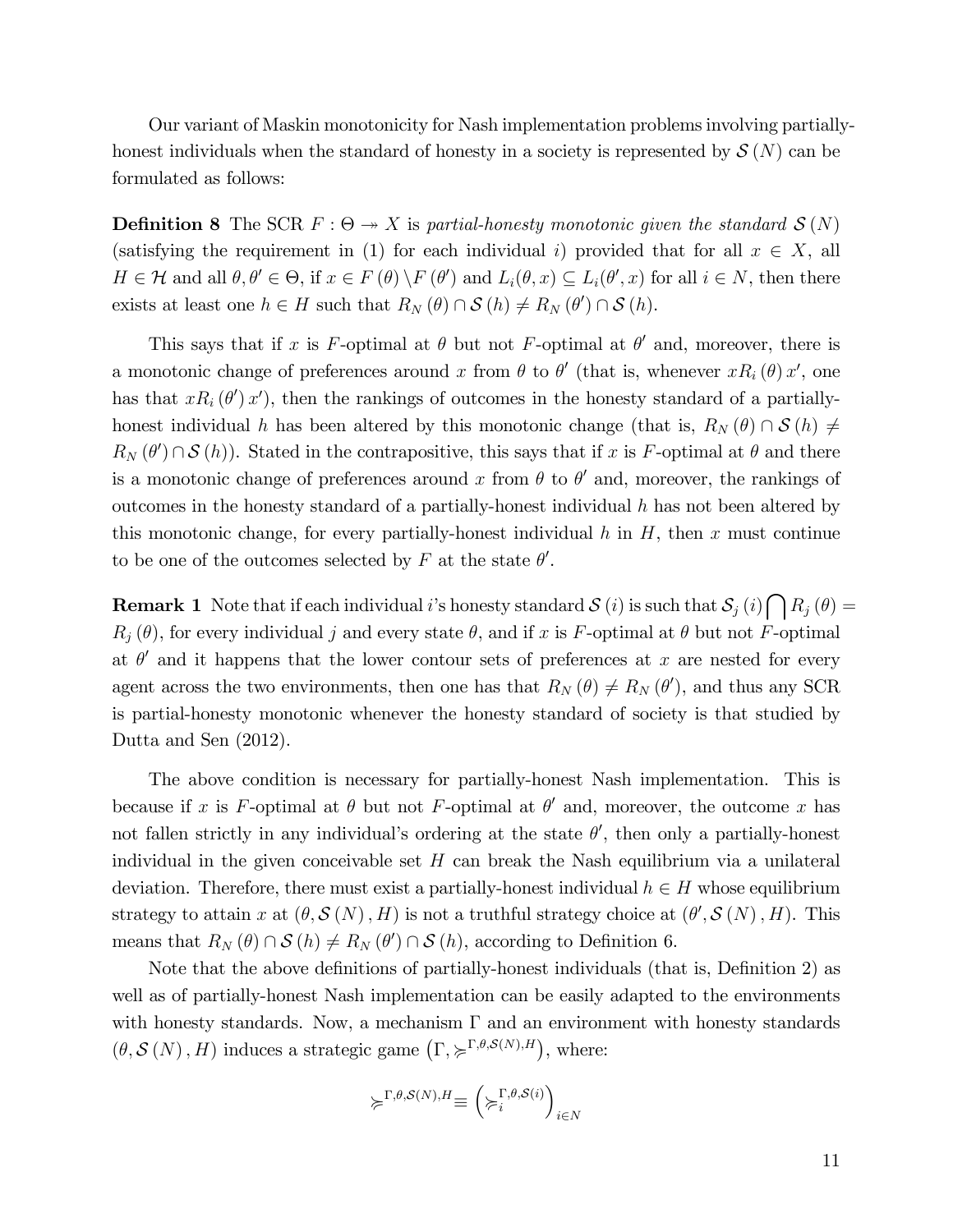Our variant of Maskin monotonicity for Nash implementation problems involving partially-honest individuals when the standard of honesty in a society is represented by $\mathcal{S}(N)$ can be formulated as follows:

**Definition 8** The SCR $F : \Theta \twoheadrightarrow X$ is *partial-honesty monotonic given the standard* $\mathcal{S}(N)$ (satisfying the requirement in (1) for each individual $i$) provided that for all $x \in X$, all $H \in \mathcal{H}$ and all $\theta, \theta' \in \Theta$, if $x \in F(\theta) \setminus F(\theta')$ and $L_i(\theta, x) \subseteq L_i(\theta', x)$ for all $i \in N$, then there exists at least one $h \in H$ such that $R_N(\theta) \cap \mathcal{S}(h) \neq R_N(\theta') \cap \mathcal{S}(h)$.

This says that if $x$ is $F$-optimal at $\theta$ but not $F$-optimal at $\theta'$ and, moreover, there is a monotonic change of preferences around $x$ from $\theta$ to $\theta'$ (that is, whenever $xR_i(\theta)x'$, one has that $xR_i(\theta')x'$), then the rankings of outcomes in the honesty standard of a partially-honest individual $h$ has been altered by this monotonic change (that is, $R_N(\theta) \cap \mathcal{S}(h) \neq R_N(\theta') \cap \mathcal{S}(h)$). Stated in the contrapositive, this says that if $x$ is $F$-optimal at $\theta$ and there is a monotonic change of preferences around $x$ from $\theta$ to $\theta'$ and, moreover, the rankings of outcomes in the honesty standard of a partially-honest individual $h$ has not been altered by this monotonic change, for every partially-honest individual $h$ in $H$, then $x$ must continue to be one of the outcomes selected by $F$ at the state $\theta'$.

**Remark 1** Note that if each individual $i$'s honesty standard $\mathcal{S}(i)$ is such that $\mathcal{S}_j(i) \bigcap R_j(\theta) = R_j(\theta)$, for every individual $j$ and every state $\theta$, and if $x$ is $F$-optimal at $\theta$ but not $F$-optimal at $\theta'$ and it happens that the lower contour sets of preferences at $x$ are nested for every agent across the two environments, then one has that $R_N(\theta) \neq R_N(\theta')$, and thus any SCR is partial-honesty monotonic whenever the honesty standard of society is that studied by Dutta and Sen (2012).

The above condition is necessary for partially-honest Nash implementation. This is because if $x$ is $F$-optimal at $\theta$ but not $F$-optimal at $\theta'$ and, moreover, the outcome $x$ has not fallen strictly in any individual's ordering at the state $\theta'$, then only a partially-honest individual in the given conceivable set $H$ can break the Nash equilibrium via a unilateral deviation. Therefore, there must exist a partially-honest individual $h \in H$ whose equilibrium strategy to attain $x$ at $(\theta, \mathcal{S}(N), H)$ is not a truthful strategy choice at $(\theta', \mathcal{S}(N), H)$. This means that $R_N(\theta) \cap \mathcal{S}(h) \neq R_N(\theta') \cap \mathcal{S}(h)$, according to Definition 6.

Note that the above definitions of partially-honest individuals (that is, Definition 2) as well as of partially-honest Nash implementation can be easily adapted to the environments with honesty standards. Now, a mechanism $\Gamma$ and an environment with honesty standards $(\theta, \mathcal{S}(N), H)$ induces a strategic game $\left(\Gamma, \succsim^{\Gamma,\theta,\mathcal{S}(N),H}\right)$, where:

$$\succsim^{\Gamma,\theta,\mathcal{S}(N),H} \equiv \left(\succsim_i^{\Gamma,\theta,\mathcal{S}(i)}\right)_{i \in N}$$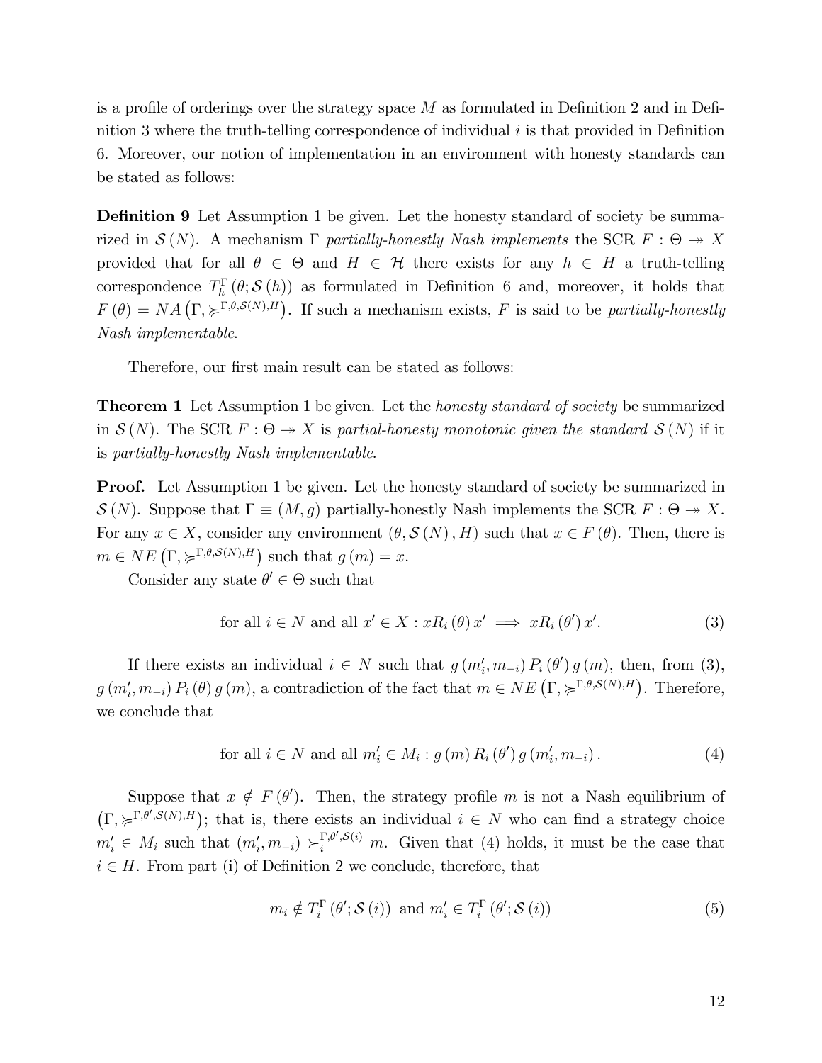is a profile of orderings over the strategy space $M$ as formulated in Definition 2 and in Definition 3 where the truth-telling correspondence of individual $i$ is that provided in Definition 6. Moreover, our notion of implementation in an environment with honesty standards can be stated as follows:

**Definition 9** Let Assumption 1 be given. Let the honesty standard of society be summarized in $\mathcal{S}(N)$. A mechanism $\Gamma$ *partially-honestly Nash implements* the SCR $F : \Theta \twoheadrightarrow X$ provided that for all $\theta \in \Theta$ and $H \in \mathcal{H}$ there exists for any $h \in H$ a truth-telling correspondence $T_h^{\Gamma}(\theta; \mathcal{S}(h))$ as formulated in Definition 6 and, moreover, it holds that $F(\theta) = NA\left(\Gamma, \succcurlyeq^{\Gamma,\theta,\mathcal{S}(N),H}\right)$. If such a mechanism exists, $F$ is said to be *partially-honestly Nash implementable*.

Therefore, our first main result can be stated as follows:

**Theorem 1** Let Assumption 1 be given. Let the *honesty standard of society* be summarized in $\mathcal{S}(N)$. The SCR $F : \Theta \twoheadrightarrow X$ is *partial-honesty monotonic given the standard* $\mathcal{S}(N)$ if it is *partially-honestly Nash implementable*.

**Proof.** Let Assumption 1 be given. Let the honesty standard of society be summarized in $\mathcal{S}(N)$. Suppose that $\Gamma \equiv (M, g)$ partially-honestly Nash implements the SCR $F : \Theta \twoheadrightarrow X$. For any $x \in X$, consider any environment $(\theta, \mathcal{S}(N), H)$ such that $x \in F(\theta)$. Then, there is $m \in NE\left(\Gamma, \succcurlyeq^{\Gamma,\theta,\mathcal{S}(N),H}\right)$ such that $g(m) = x$.

Consider any state $\theta' \in \Theta$ such that

$$\text{for all } i \in N \text{ and all } x' \in X : xR_i(\theta)\, x' \implies xR_i(\theta')\, x'. \tag{3}$$

If there exists an individual $i \in N$ such that $g(m'_i, m_{-i})\, P_i(\theta')\, g(m)$, then, from (3), $g(m'_i, m_{-i})\, P_i(\theta)\, g(m)$, a contradiction of the fact that $m \in NE\left(\Gamma, \succcurlyeq^{\Gamma,\theta,\mathcal{S}(N),H}\right)$. Therefore, we conclude that

$$\text{for all } i \in N \text{ and all } m'_i \in M_i : g(m)\, R_i(\theta')\, g(m'_i, m_{-i}). \tag{4}$$

Suppose that $x \notin F(\theta')$. Then, the strategy profile $m$ is not a Nash equilibrium of $\left(\Gamma, \succcurlyeq^{\Gamma,\theta',\mathcal{S}(N),H}\right)$; that is, there exists an individual $i \in N$ who can find a strategy choice $m'_i \in M_i$ such that $(m'_i, m_{-i}) \succ_i^{\Gamma,\theta',\mathcal{S}(i)} m$. Given that (4) holds, it must be the case that $i \in H$. From part (i) of Definition 2 we conclude, therefore, that

$$m_i \notin T_i^{\Gamma}(\theta'; \mathcal{S}(i)) \text{ and } m'_i \in T_i^{\Gamma}(\theta'; \mathcal{S}(i)) \tag{5}$$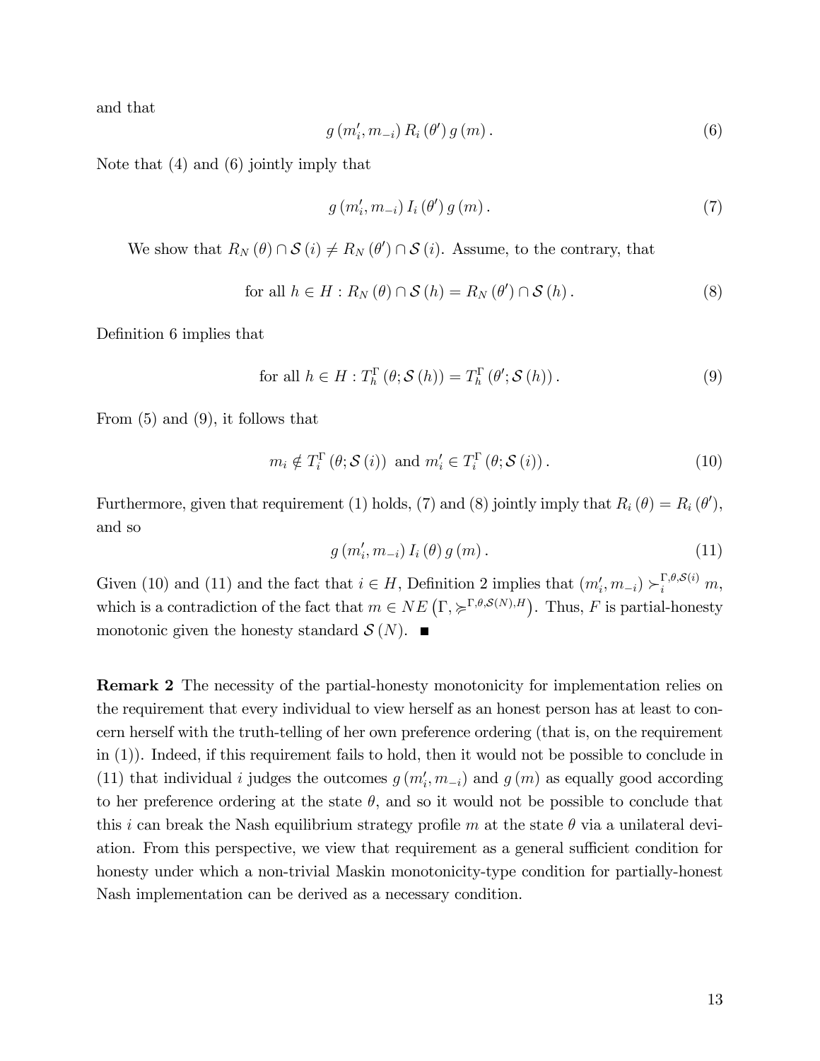and that

$$g(m_i', m_{-i}) R_i(\theta') g(m). \tag{6}$$

Note that (4) and (6) jointly imply that

$$g(m_i', m_{-i}) I_i(\theta') g(m). \tag{7}$$

We show that $R_N(\theta) \cap \mathcal{S}(i) \neq R_N(\theta') \cap \mathcal{S}(i)$. Assume, to the contrary, that

$$\text{for all } h \in H : R_N(\theta) \cap \mathcal{S}(h) = R_N(\theta') \cap \mathcal{S}(h). \tag{8}$$

Definition 6 implies that

$$\text{for all } h \in H : T_h^{\Gamma}(\theta; \mathcal{S}(h)) = T_h^{\Gamma}(\theta'; \mathcal{S}(h)). \tag{9}$$

From (5) and (9), it follows that

$$m_i \notin T_i^{\Gamma}(\theta; \mathcal{S}(i)) \text{ and } m_i' \in T_i^{\Gamma}(\theta; \mathcal{S}(i)). \tag{10}$$

Furthermore, given that requirement (1) holds, (7) and (8) jointly imply that $R_i(\theta) = R_i(\theta')$, and so

$$g(m_i', m_{-i}) I_i(\theta) g(m). \tag{11}$$

Given (10) and (11) and the fact that $i \in H$, Definition 2 implies that $(m_i', m_{-i}) \succ_i^{\Gamma,\theta,\mathcal{S}(i)} m$, which is a contradiction of the fact that $m \in NE\left(\Gamma, \succcurlyeq^{\Gamma,\theta,\mathcal{S}(N),H}\right)$. Thus, $F$ is partial-honesty monotonic given the honesty standard $\mathcal{S}(N)$. ■

**Remark 2** The necessity of the partial-honesty monotonicity for implementation relies on the requirement that every individual to view herself as an honest person has at least to concern herself with the truth-telling of her own preference ordering (that is, on the requirement in (1)). Indeed, if this requirement fails to hold, then it would not be possible to conclude in (11) that individual $i$ judges the outcomes $g(m_i', m_{-i})$ and $g(m)$ as equally good according to her preference ordering at the state $\theta$, and so it would not be possible to conclude that this $i$ can break the Nash equilibrium strategy profile $m$ at the state $\theta$ via a unilateral deviation. From this perspective, we view that requirement as a general sufficient condition for honesty under which a non-trivial Maskin monotonicity-type condition for partially-honest Nash implementation can be derived as a necessary condition.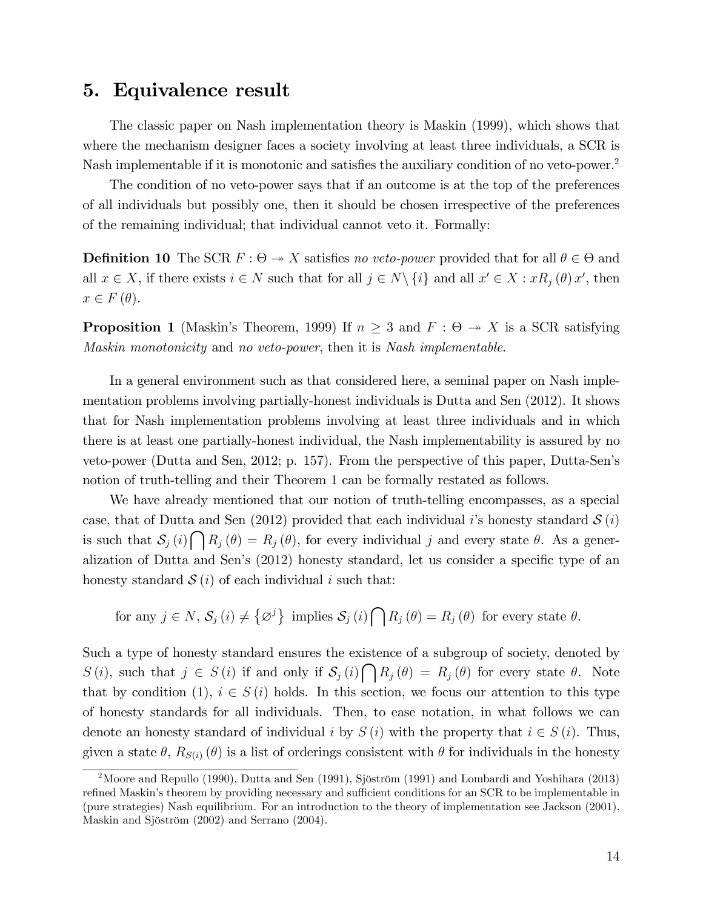## 5. Equivalence result

The classic paper on Nash implementation theory is Maskin (1999), which shows that where the mechanism designer faces a society involving at least three individuals, a SCR is Nash implementable if it is monotonic and satisfies the auxiliary condition of no veto-power.[2]

The condition of no veto-power says that if an outcome is at the top of the preferences of all individuals but possibly one, then it should be chosen irrespective of the preferences of the remaining individual; that individual cannot veto it. Formally:

**Definition 10** The SCR $F : \Theta \twoheadrightarrow X$ satisfies *no veto-power* provided that for all $\theta \in \Theta$ and all $x \in X$, if there exists $i \in N$ such that for all $j \in N \setminus \{i\}$ and all $x' \in X : xR_j(\theta)x'$, then $x \in F(\theta)$.

**Proposition 1** (Maskin's Theorem, 1999) If $n \geq 3$ and $F : \Theta \twoheadrightarrow X$ is a SCR satisfying *Maskin monotonicity* and *no veto-power*, then it is *Nash implementable*.

In a general environment such as that considered here, a seminal paper on Nash implementation problems involving partially-honest individuals is Dutta and Sen (2012). It shows that for Nash implementation problems involving at least three individuals and in which there is at least one partially-honest individual, the Nash implementability is assured by no veto-power (Dutta and Sen, 2012; p. 157). From the perspective of this paper, Dutta-Sen's notion of truth-telling and their Theorem 1 can be formally restated as follows.

We have already mentioned that our notion of truth-telling encompasses, as a special case, that of Dutta and Sen (2012) provided that each individual $i$'s honesty standard $\mathcal{S}(i)$ is such that $\mathcal{S}_j(i) \bigcap R_j(\theta) = R_j(\theta)$, for every individual $j$ and every state $\theta$. As a generalization of Dutta and Sen's (2012) honesty standard, let us consider a specific type of an honesty standard $\mathcal{S}(i)$ of each individual $i$ such that:

$$\text{for any } j \in N, \mathcal{S}_j(i) \neq \{\varnothing^j\} \text{ implies } \mathcal{S}_j(i) \bigcap R_j(\theta) = R_j(\theta) \text{ for every state } \theta.$$

Such a type of honesty standard ensures the existence of a subgroup of society, denoted by $S(i)$, such that $j \in S(i)$ if and only if $\mathcal{S}_j(i) \bigcap R_j(\theta) = R_j(\theta)$ for every state $\theta$. Note that by condition (1), $i \in S(i)$ holds. In this section, we focus our attention to this type of honesty standards for all individuals. Then, to ease notation, in what follows we can denote an honesty standard of individual $i$ by $S(i)$ with the property that $i \in S(i)$. Thus, given a state $\theta$, $R_{S(i)}(\theta)$ is a list of orderings consistent with $\theta$ for individuals in the honesty

[2] Moore and Repullo (1990), Dutta and Sen (1991), Sjöström (1991) and Lombardi and Yoshihara (2013) refined Maskin's theorem by providing necessary and sufficient conditions for an SCR to be implementable in (pure strategies) Nash equilibrium. For an introduction to the theory of implementation see Jackson (2001), Maskin and Sjöström (2002) and Serrano (2004).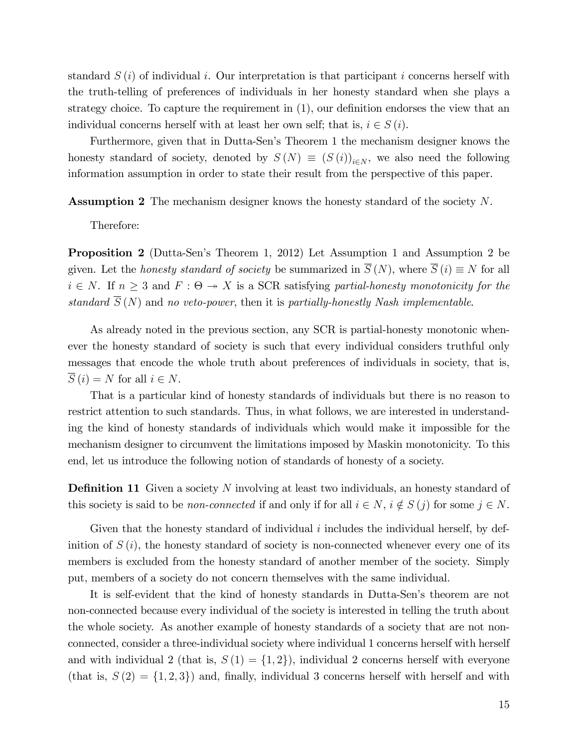standard $S(i)$ of individual $i$. Our interpretation is that participant $i$ concerns herself with the truth-telling of preferences of individuals in her honesty standard when she plays a strategy choice. To capture the requirement in (1), our definition endorses the view that an individual concerns herself with at least her own self; that is, $i \in S(i)$.

Furthermore, given that in Dutta-Sen's Theorem 1 the mechanism designer knows the honesty standard of society, denoted by $S(N) \equiv (S(i))_{i \in N}$, we also need the following information assumption in order to state their result from the perspective of this paper.

**Assumption 2** The mechanism designer knows the honesty standard of the society $N$.

Therefore:

**Proposition 2** (Dutta-Sen's Theorem 1, 2012) Let Assumption 1 and Assumption 2 be given. Let the *honesty standard of society* be summarized in $\overline{S}(N)$, where $\overline{S}(i) \equiv N$ for all $i \in N$. If $n \geq 3$ and $F : \Theta \twoheadrightarrow X$ is a SCR satisfying *partial-honesty monotonicity for the standard* $\overline{S}(N)$ and *no veto-power*, then it is *partially-honestly Nash implementable*.

As already noted in the previous section, any SCR is partial-honesty monotonic whenever the honesty standard of society is such that every individual considers truthful only messages that encode the whole truth about preferences of individuals in society, that is, $\overline{S}(i) = N$ for all $i \in N$.

That is a particular kind of honesty standards of individuals but there is no reason to restrict attention to such standards. Thus, in what follows, we are interested in understanding the kind of honesty standards of individuals which would make it impossible for the mechanism designer to circumvent the limitations imposed by Maskin monotonicity. To this end, let us introduce the following notion of standards of honesty of a society.

**Definition 11** Given a society $N$ involving at least two individuals, an honesty standard of this society is said to be *non-connected* if and only if for all $i \in N$, $i \notin S(j)$ for some $j \in N$.

Given that the honesty standard of individual $i$ includes the individual herself, by definition of $S(i)$, the honesty standard of society is non-connected whenever every one of its members is excluded from the honesty standard of another member of the society. Simply put, members of a society do not concern themselves with the same individual.

It is self-evident that the kind of honesty standards in Dutta-Sen's theorem are not non-connected because every individual of the society is interested in telling the truth about the whole society. As another example of honesty standards of a society that are not non-connected, consider a three-individual society where individual 1 concerns herself with herself and with individual 2 (that is, $S(1) = \{1, 2\}$), individual 2 concerns herself with everyone (that is, $S(2) = \{1, 2, 3\}$) and, finally, individual 3 concerns herself with herself and with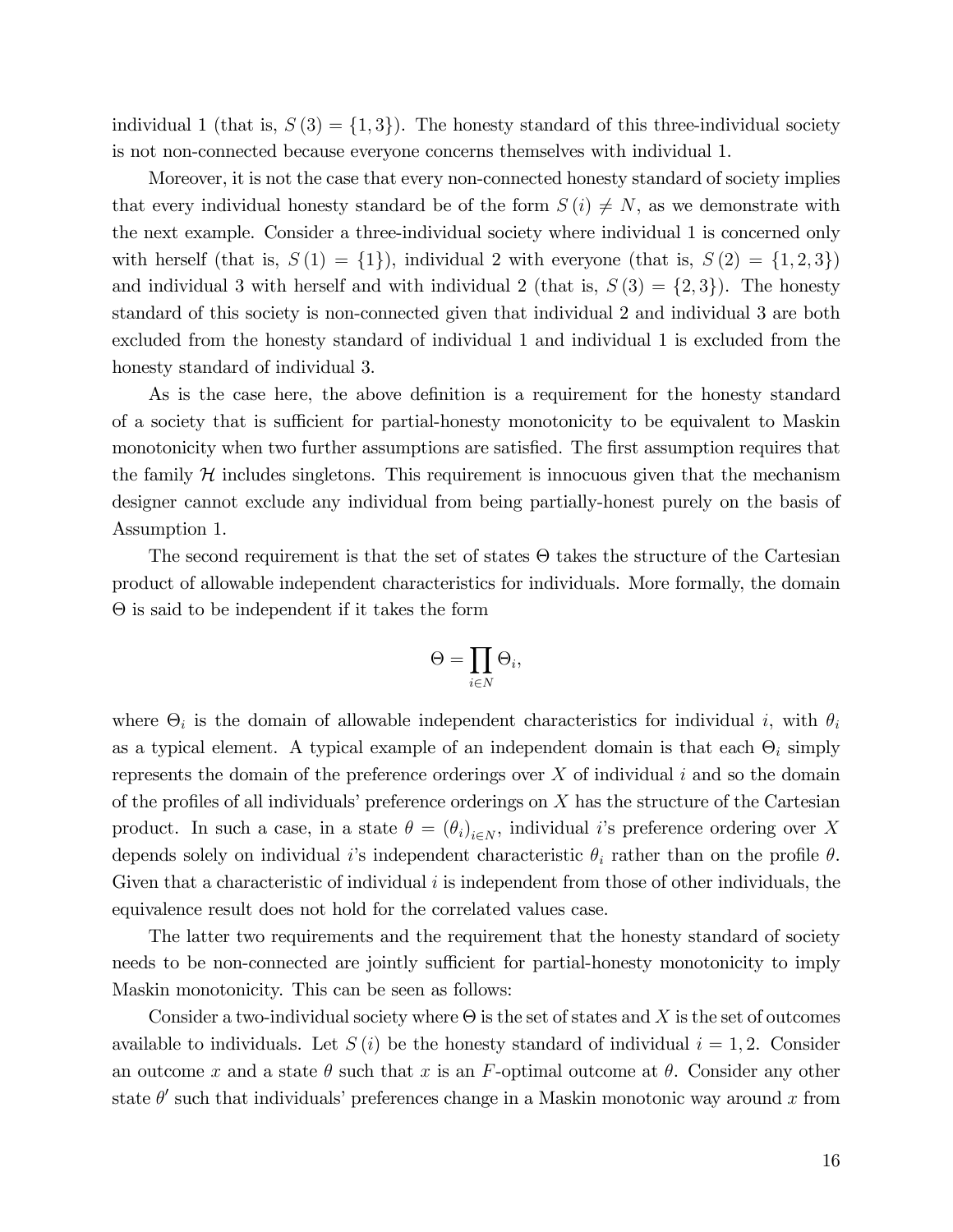individual 1 (that is, $S(3) = \{1, 3\}$). The honesty standard of this three-individual society is not non-connected because everyone concerns themselves with individual 1.

Moreover, it is not the case that every non-connected honesty standard of society implies that every individual honesty standard be of the form $S(i) \neq N$, as we demonstrate with the next example. Consider a three-individual society where individual 1 is concerned only with herself (that is, $S(1) = \{1\}$), individual 2 with everyone (that is, $S(2) = \{1, 2, 3\}$) and individual 3 with herself and with individual 2 (that is, $S(3) = \{2, 3\}$). The honesty standard of this society is non-connected given that individual 2 and individual 3 are both excluded from the honesty standard of individual 1 and individual 1 is excluded from the honesty standard of individual 3.

As is the case here, the above definition is a requirement for the honesty standard of a society that is sufficient for partial-honesty monotonicity to be equivalent to Maskin monotonicity when two further assumptions are satisfied. The first assumption requires that the family $\mathcal{H}$ includes singletons. This requirement is innocuous given that the mechanism designer cannot exclude any individual from being partially-honest purely on the basis of Assumption 1.

The second requirement is that the set of states $\Theta$ takes the structure of the Cartesian product of allowable independent characteristics for individuals. More formally, the domain $\Theta$ is said to be independent if it takes the form

$$\Theta = \prod_{i \in N} \Theta_i,$$

where $\Theta_i$ is the domain of allowable independent characteristics for individual $i$, with $\theta_i$ as a typical element. A typical example of an independent domain is that each $\Theta_i$ simply represents the domain of the preference orderings over $X$ of individual $i$ and so the domain of the profiles of all individuals' preference orderings on $X$ has the structure of the Cartesian product. In such a case, in a state $\theta = (\theta_i)_{i \in N}$, individual $i$'s preference ordering over $X$ depends solely on individual $i$'s independent characteristic $\theta_i$ rather than on the profile $\theta$. Given that a characteristic of individual $i$ is independent from those of other individuals, the equivalence result does not hold for the correlated values case.

The latter two requirements and the requirement that the honesty standard of society needs to be non-connected are jointly sufficient for partial-honesty monotonicity to imply Maskin monotonicity. This can be seen as follows:

Consider a two-individual society where $\Theta$ is the set of states and $X$ is the set of outcomes available to individuals. Let $S(i)$ be the honesty standard of individual $i = 1, 2$. Consider an outcome $x$ and a state $\theta$ such that $x$ is an $F$-optimal outcome at $\theta$. Consider any other state $\theta'$ such that individuals' preferences change in a Maskin monotonic way around $x$ from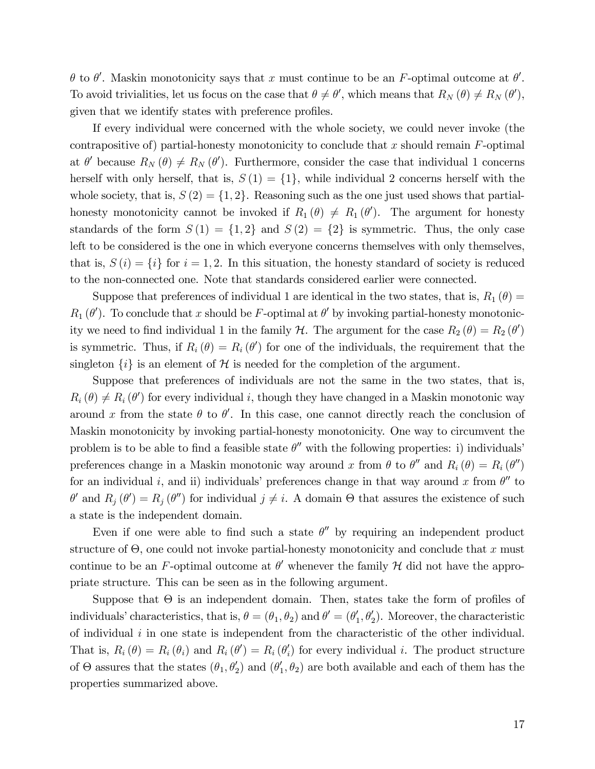$\theta$ to $\theta'$. Maskin monotonicity says that $x$ must continue to be an $F$-optimal outcome at $\theta'$. To avoid trivialities, let us focus on the case that $\theta \neq \theta'$, which means that $R_N(\theta) \neq R_N(\theta')$, given that we identify states with preference profiles.

If every individual were concerned with the whole society, we could never invoke (the contrapositive of) partial-honesty monotonicity to conclude that $x$ should remain $F$-optimal at $\theta'$ because $R_N(\theta) \neq R_N(\theta')$. Furthermore, consider the case that individual 1 concerns herself with only herself, that is, $S(1) = \{1\}$, while individual 2 concerns herself with the whole society, that is, $S(2) = \{1, 2\}$. Reasoning such as the one just used shows that partial-honesty monotonicity cannot be invoked if $R_1(\theta) \neq R_1(\theta')$. The argument for honesty standards of the form $S(1) = \{1, 2\}$ and $S(2) = \{2\}$ is symmetric. Thus, the only case left to be considered is the one in which everyone concerns themselves with only themselves, that is, $S(i) = \{i\}$ for $i = 1, 2$. In this situation, the honesty standard of society is reduced to the non-connected one. Note that standards considered earlier were connected.

Suppose that preferences of individual 1 are identical in the two states, that is, $R_1(\theta) = R_1(\theta')$. To conclude that $x$ should be $F$-optimal at $\theta'$ by invoking partial-honesty monotonicity we need to find individual 1 in the family $\mathcal{H}$. The argument for the case $R_2(\theta) = R_2(\theta')$ is symmetric. Thus, if $R_i(\theta) = R_i(\theta')$ for one of the individuals, the requirement that the singleton $\{i\}$ is an element of $\mathcal{H}$ is needed for the completion of the argument.

Suppose that preferences of individuals are not the same in the two states, that is, $R_i(\theta) \neq R_i(\theta')$ for every individual $i$, though they have changed in a Maskin monotonic way around $x$ from the state $\theta$ to $\theta'$. In this case, one cannot directly reach the conclusion of Maskin monotonicity by invoking partial-honesty monotonicity. One way to circumvent the problem is to be able to find a feasible state $\theta''$ with the following properties: i) individuals' preferences change in a Maskin monotonic way around $x$ from $\theta$ to $\theta''$ and $R_i(\theta) = R_i(\theta'')$ for an individual $i$, and ii) individuals' preferences change in that way around $x$ from $\theta''$ to $\theta'$ and $R_j(\theta') = R_j(\theta'')$ for individual $j \neq i$. A domain $\Theta$ that assures the existence of such a state is the independent domain.

Even if one were able to find such a state $\theta''$ by requiring an independent product structure of $\Theta$, one could not invoke partial-honesty monotonicity and conclude that $x$ must continue to be an $F$-optimal outcome at $\theta'$ whenever the family $\mathcal{H}$ did not have the appropriate structure. This can be seen as in the following argument.

Suppose that $\Theta$ is an independent domain. Then, states take the form of profiles of individuals' characteristics, that is, $\theta = (\theta_1, \theta_2)$ and $\theta' = (\theta_1', \theta_2')$. Moreover, the characteristic of individual $i$ in one state is independent from the characteristic of the other individual. That is, $R_i(\theta) = R_i(\theta_i)$ and $R_i(\theta') = R_i(\theta_i')$ for every individual $i$. The product structure of $\Theta$ assures that the states $(\theta_1, \theta_2')$ and $(\theta_1', \theta_2)$ are both available and each of them has the properties summarized above.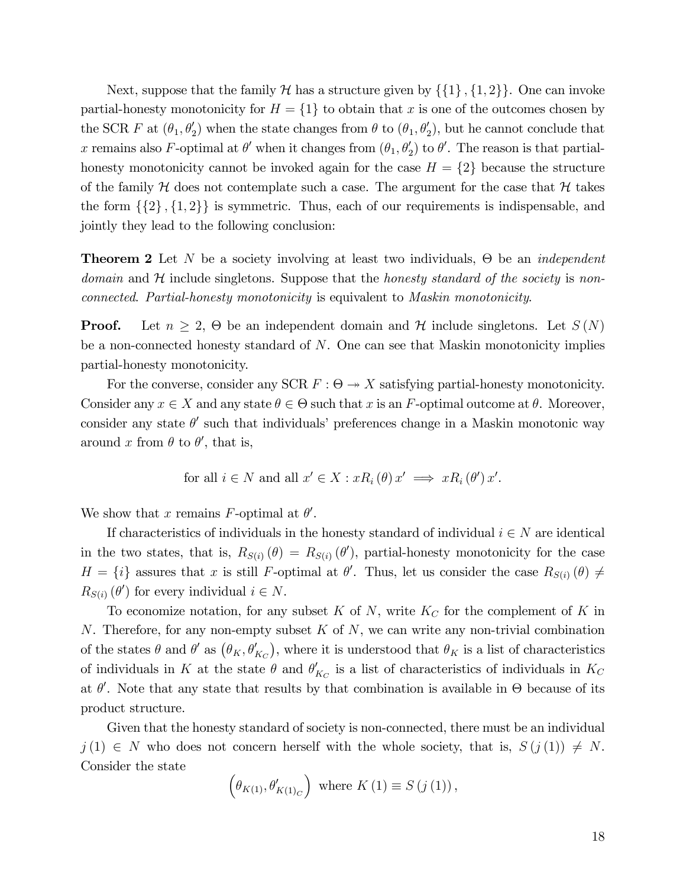Next, suppose that the family $\mathcal{H}$ has a structure given by $\{\{1\},\{1,2\}\}$. One can invoke partial-honesty monotonicity for $H = \{1\}$ to obtain that $x$ is one of the outcomes chosen by the SCR $F$ at $(\theta_1, \theta_2')$ when the state changes from $\theta$ to $(\theta_1, \theta_2')$, but he cannot conclude that $x$ remains also $F$-optimal at $\theta'$ when it changes from $(\theta_1, \theta_2')$ to $\theta'$. The reason is that partial-honesty monotonicity cannot be invoked again for the case $H = \{2\}$ because the structure of the family $\mathcal{H}$ does not contemplate such a case. The argument for the case that $\mathcal{H}$ takes the form $\{\{2\},\{1,2\}\}$ is symmetric. Thus, each of our requirements is indispensable, and jointly they lead to the following conclusion:

**Theorem 2** Let $N$ be a society involving at least two individuals, $\Theta$ be an *independent domain* and $\mathcal{H}$ include singletons. Suppose that the *honesty standard of the society* is *non-connected*. *Partial-honesty monotonicity* is equivalent to *Maskin monotonicity*.

**Proof.** Let $n \geq 2$, $\Theta$ be an independent domain and $\mathcal{H}$ include singletons. Let $S(N)$ be a non-connected honesty standard of $N$. One can see that Maskin monotonicity implies partial-honesty monotonicity.

For the converse, consider any SCR $F : \Theta \twoheadrightarrow X$ satisfying partial-honesty monotonicity. Consider any $x \in X$ and any state $\theta \in \Theta$ such that $x$ is an $F$-optimal outcome at $\theta$. Moreover, consider any state $\theta'$ such that individuals' preferences change in a Maskin monotonic way around $x$ from $\theta$ to $\theta'$, that is,

$$\text{for all } i \in N \text{ and all } x' \in X : xR_i(\theta)\, x' \implies xR_i(\theta')\, x'.$$

We show that $x$ remains $F$-optimal at $\theta'$.

If characteristics of individuals in the honesty standard of individual $i \in N$ are identical in the two states, that is, $R_{S(i)}(\theta) = R_{S(i)}(\theta')$, partial-honesty monotonicity for the case $H = \{i\}$ assures that $x$ is still $F$-optimal at $\theta'$. Thus, let us consider the case $R_{S(i)}(\theta) \neq R_{S(i)}(\theta')$ for every individual $i \in N$.

To economize notation, for any subset $K$ of $N$, write $K_C$ for the complement of $K$ in $N$. Therefore, for any non-empty subset $K$ of $N$, we can write any non-trivial combination of the states $\theta$ and $\theta'$ as $\left(\theta_K, \theta'_{K_C}\right)$, where it is understood that $\theta_K$ is a list of characteristics of individuals in $K$ at the state $\theta$ and $\theta'_{K_C}$ is a list of characteristics of individuals in $K_C$ at $\theta'$. Note that any state that results by that combination is available in $\Theta$ because of its product structure.

Given that the honesty standard of society is non-connected, there must be an individual $j(1) \in N$ who does not concern herself with the whole society, that is, $S(j(1)) \neq N$. Consider the state

$$\left(\theta_{K(1)}, \theta'_{K(1)_C}\right) \text{ where } K(1) \equiv S(j(1)),$$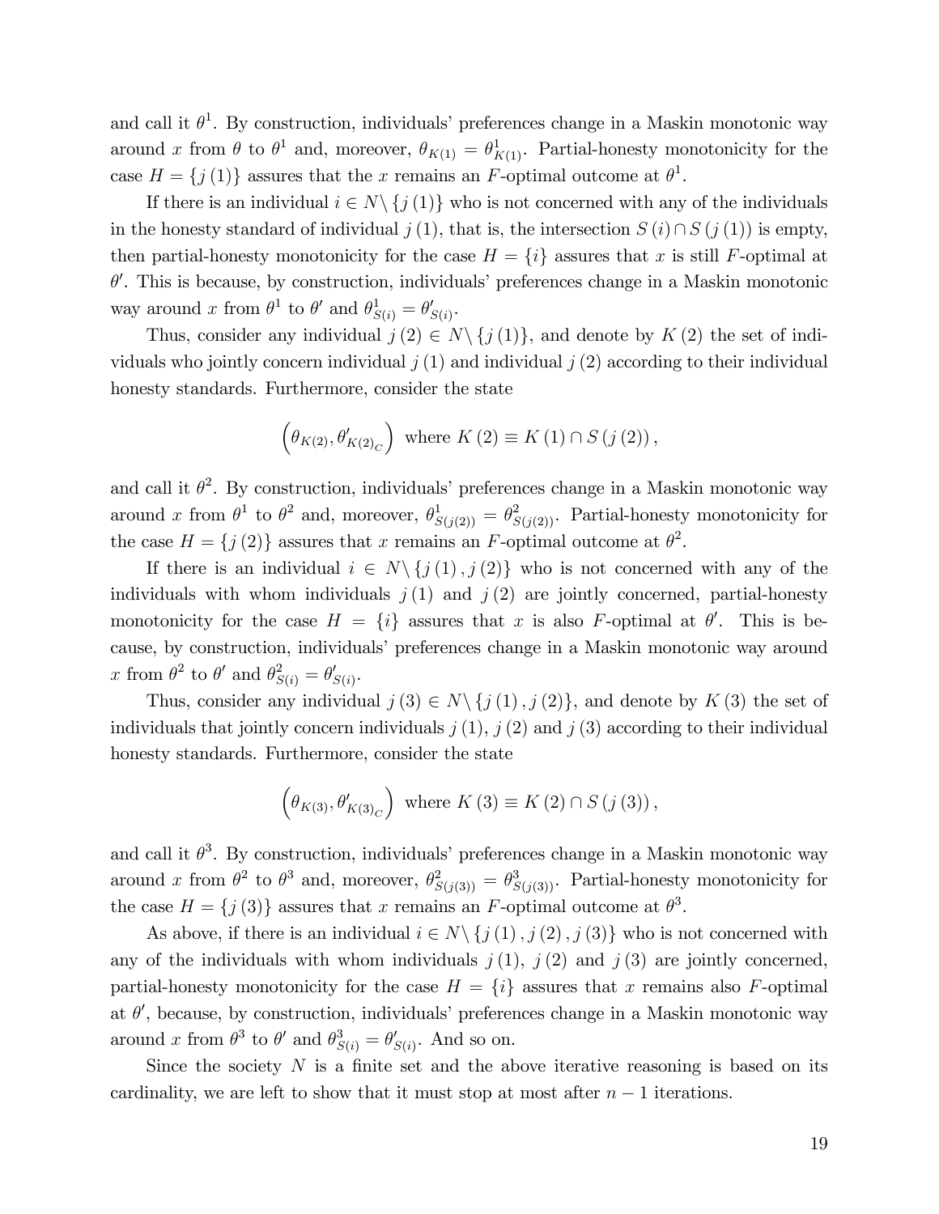and call it $\theta^1$. By construction, individuals' preferences change in a Maskin monotonic way around $x$ from $\theta$ to $\theta^1$ and, moreover, $\theta_{K(1)} = \theta^1_{K(1)}$. Partial-honesty monotonicity for the case $H = \{j(1)\}$ assures that the $x$ remains an $F$-optimal outcome at $\theta^1$.

If there is an individual $i \in N \backslash \{j(1)\}$ who is not concerned with any of the individuals in the honesty standard of individual $j(1)$, that is, the intersection $S(i) \cap S(j(1))$ is empty, then partial-honesty monotonicity for the case $H = \{i\}$ assures that $x$ is still $F$-optimal at $\theta'$. This is because, by construction, individuals' preferences change in a Maskin monotonic way around $x$ from $\theta^1$ to $\theta'$ and $\theta^1_{S(i)} = \theta'_{S(i)}$.

Thus, consider any individual $j(2) \in N \backslash \{j(1)\}$, and denote by $K(2)$ the set of individuals who jointly concern individual $j(1)$ and individual $j(2)$ according to their individual honesty standards. Furthermore, consider the state

$$\left(\theta_{K(2)}, \theta'_{K(2)_C}\right) \text{ where } K(2) \equiv K(1) \cap S(j(2)),$$

and call it $\theta^2$. By construction, individuals' preferences change in a Maskin monotonic way around $x$ from $\theta^1$ to $\theta^2$ and, moreover, $\theta^1_{S(j(2))} = \theta^2_{S(j(2))}$. Partial-honesty monotonicity for the case $H = \{j(2)\}$ assures that $x$ remains an $F$-optimal outcome at $\theta^2$.

If there is an individual $i \in N \backslash \{j(1), j(2)\}$ who is not concerned with any of the individuals with whom individuals $j(1)$ and $j(2)$ are jointly concerned, partial-honesty monotonicity for the case $H = \{i\}$ assures that $x$ is also $F$-optimal at $\theta'$. This is because, by construction, individuals' preferences change in a Maskin monotonic way around $x$ from $\theta^2$ to $\theta'$ and $\theta^2_{S(i)} = \theta'_{S(i)}$.

Thus, consider any individual $j(3) \in N \backslash \{j(1), j(2)\}$, and denote by $K(3)$ the set of individuals that jointly concern individuals $j(1)$, $j(2)$ and $j(3)$ according to their individual honesty standards. Furthermore, consider the state

$$\left(\theta_{K(3)}, \theta'_{K(3)_C}\right) \text{ where } K(3) \equiv K(2) \cap S(j(3)),$$

and call it $\theta^3$. By construction, individuals' preferences change in a Maskin monotonic way around $x$ from $\theta^2$ to $\theta^3$ and, moreover, $\theta^2_{S(j(3))} = \theta^3_{S(j(3))}$. Partial-honesty monotonicity for the case $H = \{j(3)\}$ assures that $x$ remains an $F$-optimal outcome at $\theta^3$.

As above, if there is an individual $i \in N \backslash \{j(1), j(2), j(3)\}$ who is not concerned with any of the individuals with whom individuals $j(1)$, $j(2)$ and $j(3)$ are jointly concerned, partial-honesty monotonicity for the case $H = \{i\}$ assures that $x$ remains also $F$-optimal at $\theta'$, because, by construction, individuals' preferences change in a Maskin monotonic way around $x$ from $\theta^3$ to $\theta'$ and $\theta^3_{S(i)} = \theta'_{S(i)}$. And so on.

Since the society $N$ is a finite set and the above iterative reasoning is based on its cardinality, we are left to show that it must stop at most after $n - 1$ iterations.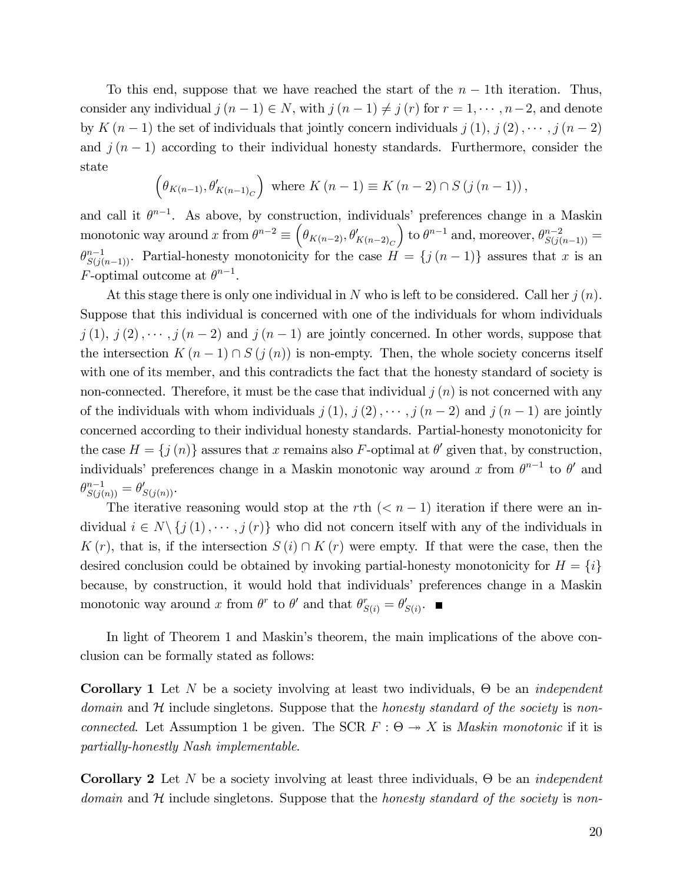To this end, suppose that we have reached the start of the $n-1$th iteration. Thus, consider any individual $j(n-1) \in N$, with $j(n-1) \neq j(r)$ for $r = 1, \cdots, n-2$, and denote by $K(n-1)$ the set of individuals that jointly concern individuals $j(1), j(2), \cdots, j(n-2)$ and $j(n-1)$ according to their individual honesty standards. Furthermore, consider the state

$$\left(\theta_{K(n-1)}, \theta'_{K(n-1)_C}\right) \text{ where } K(n-1) \equiv K(n-2) \cap S(j(n-1)),$$

and call it $\theta^{n-1}$. As above, by construction, individuals' preferences change in a Maskin monotonic way around $x$ from $\theta^{n-2} \equiv \left(\theta_{K(n-2)}, \theta'_{K(n-2)_C}\right)$ to $\theta^{n-1}$ and, moreover, $\theta^{n-2}_{S(j(n-1))} = \theta^{n-1}_{S(j(n-1))}$. Partial-honesty monotonicity for the case $H = \{j(n-1)\}$ assures that $x$ is an $F$-optimal outcome at $\theta^{n-1}$.

At this stage there is only one individual in $N$ who is left to be considered. Call her $j(n)$. Suppose that this individual is concerned with one of the individuals for whom individuals $j(1)$, $j(2), \cdots, j(n-2)$ and $j(n-1)$ are jointly concerned. In other words, suppose that the intersection $K(n-1) \cap S(j(n))$ is non-empty. Then, the whole society concerns itself with one of its member, and this contradicts the fact that the honesty standard of society is non-connected. Therefore, it must be the case that individual $j(n)$ is not concerned with any of the individuals with whom individuals $j(1)$, $j(2), \cdots, j(n-2)$ and $j(n-1)$ are jointly concerned according to their individual honesty standards. Partial-honesty monotonicity for the case $H = \{j(n)\}$ assures that $x$ remains also $F$-optimal at $\theta'$ given that, by construction, individuals' preferences change in a Maskin monotonic way around $x$ from $\theta^{n-1}$ to $\theta'$ and $\theta^{n-1}_{S(j(n))} = \theta'_{S(j(n))}$.

The iterative reasoning would stop at the $r$th ($< n-1$) iteration if there were an individual $i \in N \backslash \{j(1), \cdots, j(r)\}$ who did not concern itself with any of the individuals in $K(r)$, that is, if the intersection $S(i) \cap K(r)$ were empty. If that were the case, then the desired conclusion could be obtained by invoking partial-honesty monotonicity for $H = \{i\}$ because, by construction, it would hold that individuals' preferences change in a Maskin monotonic way around $x$ from $\theta^r$ to $\theta'$ and that $\theta^r_{S(i)} = \theta'_{S(i)}$. ■

In light of Theorem 1 and Maskin's theorem, the main implications of the above conclusion can be formally stated as follows:

**Corollary 1** Let $N$ be a society involving at least two individuals, $\Theta$ be an *independent domain* and $\mathcal{H}$ include singletons. Suppose that the *honesty standard of the society* is *non-connected*. Let Assumption 1 be given. The SCR $F : \Theta \twoheadrightarrow X$ is *Maskin monotonic* if it is *partially-honestly Nash implementable*.

**Corollary 2** Let $N$ be a society involving at least three individuals, $\Theta$ be an *independent domain* and $\mathcal{H}$ include singletons. Suppose that the *honesty standard of the society* is *non-*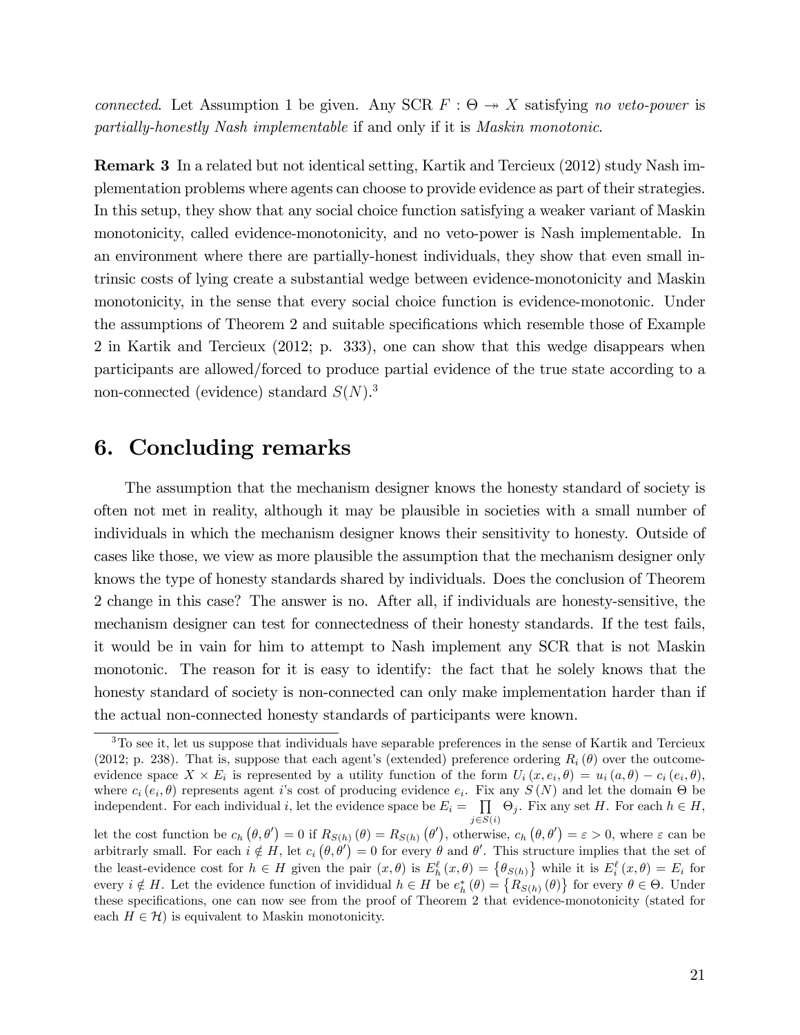*connected*. Let Assumption 1 be given. Any SCR $F : \Theta \twoheadrightarrow X$ satisfying *no veto-power* is *partially-honestly Nash implementable* if and only if it is *Maskin monotonic*.

**Remark 3** In a related but not identical setting, Kartik and Tercieux (2012) study Nash implementation problems where agents can choose to provide evidence as part of their strategies. In this setup, they show that any social choice function satisfying a weaker variant of Maskin monotonicity, called evidence-monotonicity, and no veto-power is Nash implementable. In an environment where there are partially-honest individuals, they show that even small intrinsic costs of lying create a substantial wedge between evidence-monotonicity and Maskin monotonicity, in the sense that every social choice function is evidence-monotonic. Under the assumptions of Theorem 2 and suitable specifications which resemble those of Example 2 in Kartik and Tercieux (2012; p. 333), one can show that this wedge disappears when participants are allowed/forced to produce partial evidence of the true state according to a non-connected (evidence) standard $S(N)$.[3]

## 6. Concluding remarks

The assumption that the mechanism designer knows the honesty standard of society is often not met in reality, although it may be plausible in societies with a small number of individuals in which the mechanism designer knows their sensitivity to honesty. Outside of cases like those, we view as more plausible the assumption that the mechanism designer only knows the type of honesty standards shared by individuals. Does the conclusion of Theorem 2 change in this case? The answer is no. After all, if individuals are honesty-sensitive, the mechanism designer can test for connectedness of their honesty standards. If the test fails, it would be in vain for him to attempt to Nash implement any SCR that is not Maskin monotonic. The reason for it is easy to identify: the fact that he solely knows that the honesty standard of society is non-connected can only make implementation harder than if the actual non-connected honesty standards of participants were known.

---

[3] To see it, let us suppose that individuals have separable preferences in the sense of Kartik and Tercieux (2012; p. 238). That is, suppose that each agent's (extended) preference ordering $R_i(\theta)$ over the outcome-evidence space $X \times E_i$ is represented by a utility function of the form $U_i(x, e_i, \theta) = u_i(a, \theta) - c_i(e_i, \theta)$, where $c_i(e_i, \theta)$ represents agent $i$'s cost of producing evidence $e_i$. Fix any $S(N)$ and let the domain $\Theta$ be independent. For each individual $i$, let the evidence space be $E_i = \prod_{j \in S(i)} \Theta_j$. Fix any set $H$. For each $h \in H$, let the cost function be $c_h(\theta, \theta') = 0$ if $R_{S(h)}(\theta) = R_{S(h)}(\theta')$, otherwise, $c_h(\theta, \theta') = \varepsilon > 0$, where $\varepsilon$ can be arbitrarily small. For each $i \notin H$, let $c_i(\theta, \theta') = 0$ for every $\theta$ and $\theta'$. This structure implies that the set of the least-evidence cost for $h \in H$ given the pair $(x, \theta)$ is $E_h^{\ell}(x, \theta) = \{\theta_{S(h)}\}$ while it is $E_i^{\ell}(x, \theta) = E_i$ for every $i \notin H$. Let the evidence function of invididual $h \in H$ be $e_h^*(\theta) = \{R_{S(h)}(\theta)\}$ for every $\theta \in \Theta$. Under these specifications, one can now see from the proof of Theorem 2 that evidence-monotonicity (stated for each $H \in \mathcal{H}$) is equivalent to Maskin monotonicity.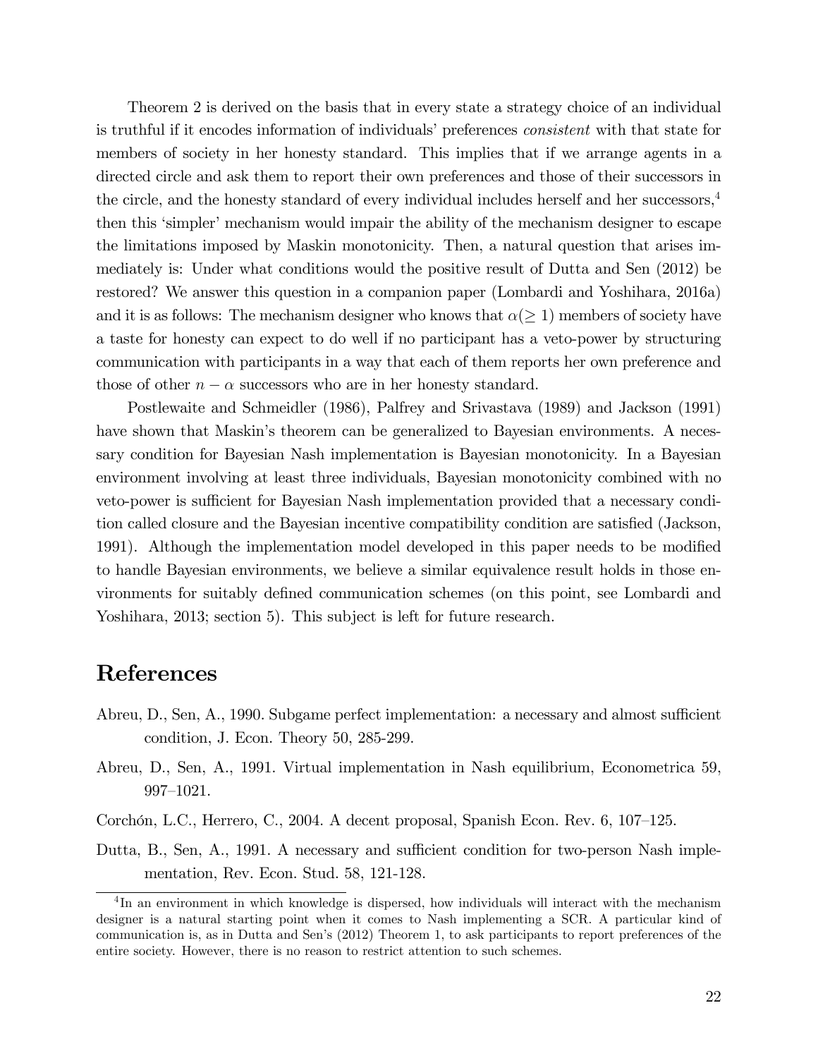Theorem 2 is derived on the basis that in every state a strategy choice of an individual is truthful if it encodes information of individuals' preferences *consistent* with that state for members of society in her honesty standard. This implies that if we arrange agents in a directed circle and ask them to report their own preferences and those of their successors in the circle, and the honesty standard of every individual includes herself and her successors,[4] then this 'simpler' mechanism would impair the ability of the mechanism designer to escape the limitations imposed by Maskin monotonicity. Then, a natural question that arises immediately is: Under what conditions would the positive result of Dutta and Sen (2012) be restored? We answer this question in a companion paper (Lombardi and Yoshihara, 2016a) and it is as follows: The mechanism designer who knows that $\alpha(\geq 1)$ members of society have a taste for honesty can expect to do well if no participant has a veto-power by structuring communication with participants in a way that each of them reports her own preference and those of other $n - \alpha$ successors who are in her honesty standard.

Postlewaite and Schmeidler (1986), Palfrey and Srivastava (1989) and Jackson (1991) have shown that Maskin's theorem can be generalized to Bayesian environments. A necessary condition for Bayesian Nash implementation is Bayesian monotonicity. In a Bayesian environment involving at least three individuals, Bayesian monotonicity combined with no veto-power is sufficient for Bayesian Nash implementation provided that a necessary condition called closure and the Bayesian incentive compatibility condition are satisfied (Jackson, 1991). Although the implementation model developed in this paper needs to be modified to handle Bayesian environments, we believe a similar equivalence result holds in those environments for suitably defined communication schemes (on this point, see Lombardi and Yoshihara, 2013; section 5). This subject is left for future research.

# References

Abreu, D., Sen, A., 1990. Subgame perfect implementation: a necessary and almost sufficient condition, J. Econ. Theory 50, 285-299.

Abreu, D., Sen, A., 1991. Virtual implementation in Nash equilibrium, Econometrica 59, 997–1021.

Corchón, L.C., Herrero, C., 2004. A decent proposal, Spanish Econ. Rev. 6, 107–125.

Dutta, B., Sen, A., 1991. A necessary and sufficient condition for two-person Nash implementation, Rev. Econ. Stud. 58, 121-128.

[4] In an environment in which knowledge is dispersed, how individuals will interact with the mechanism designer is a natural starting point when it comes to Nash implementing a SCR. A particular kind of communication is, as in Dutta and Sen's (2012) Theorem 1, to ask participants to report preferences of the entire society. However, there is no reason to restrict attention to such schemes.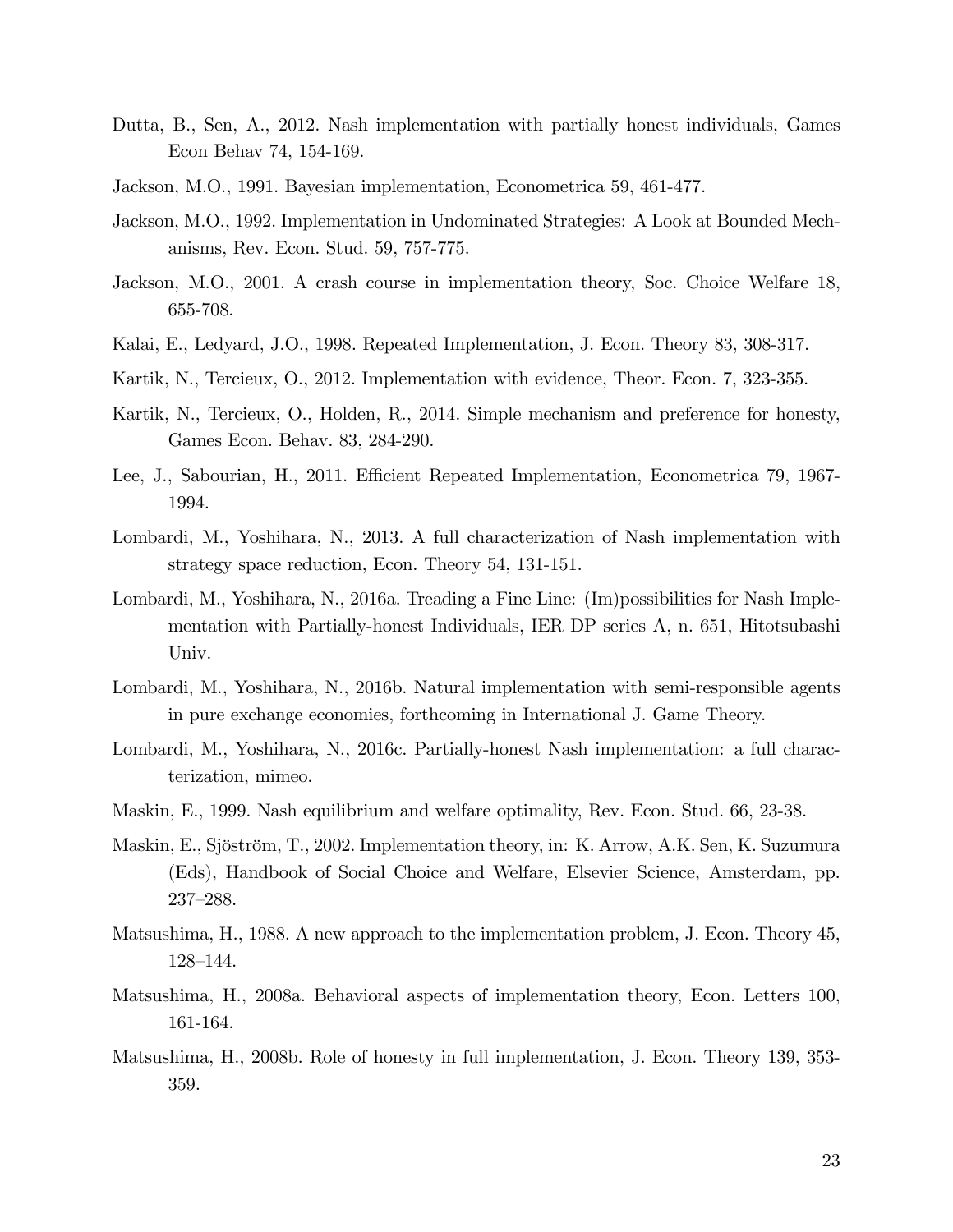Dutta, B., Sen, A., 2012. Nash implementation with partially honest individuals, Games Econ Behav 74, 154-169.

Jackson, M.O., 1991. Bayesian implementation, Econometrica 59, 461-477.

Jackson, M.O., 1992. Implementation in Undominated Strategies: A Look at Bounded Mechanisms, Rev. Econ. Stud. 59, 757-775.

Jackson, M.O., 2001. A crash course in implementation theory, Soc. Choice Welfare 18, 655-708.

Kalai, E., Ledyard, J.O., 1998. Repeated Implementation, J. Econ. Theory 83, 308-317.

Kartik, N., Tercieux, O., 2012. Implementation with evidence, Theor. Econ. 7, 323-355.

Kartik, N., Tercieux, O., Holden, R., 2014. Simple mechanism and preference for honesty, Games Econ. Behav. 83, 284-290.

Lee, J., Sabourian, H., 2011. Efficient Repeated Implementation, Econometrica 79, 1967-1994.

Lombardi, M., Yoshihara, N., 2013. A full characterization of Nash implementation with strategy space reduction, Econ. Theory 54, 131-151.

Lombardi, M., Yoshihara, N., 2016a. Treading a Fine Line: (Im)possibilities for Nash Implementation with Partially-honest Individuals, IER DP series A, n. 651, Hitotsubashi Univ.

Lombardi, M., Yoshihara, N., 2016b. Natural implementation with semi-responsible agents in pure exchange economies, forthcoming in International J. Game Theory.

Lombardi, M., Yoshihara, N., 2016c. Partially-honest Nash implementation: a full characterization, mimeo.

Maskin, E., 1999. Nash equilibrium and welfare optimality, Rev. Econ. Stud. 66, 23-38.

Maskin, E., Sjöström, T., 2002. Implementation theory, in: K. Arrow, A.K. Sen, K. Suzumura (Eds), Handbook of Social Choice and Welfare, Elsevier Science, Amsterdam, pp. 237–288.

Matsushima, H., 1988. A new approach to the implementation problem, J. Econ. Theory 45, 128–144.

Matsushima, H., 2008a. Behavioral aspects of implementation theory, Econ. Letters 100, 161-164.

Matsushima, H., 2008b. Role of honesty in full implementation, J. Econ. Theory 139, 353-359.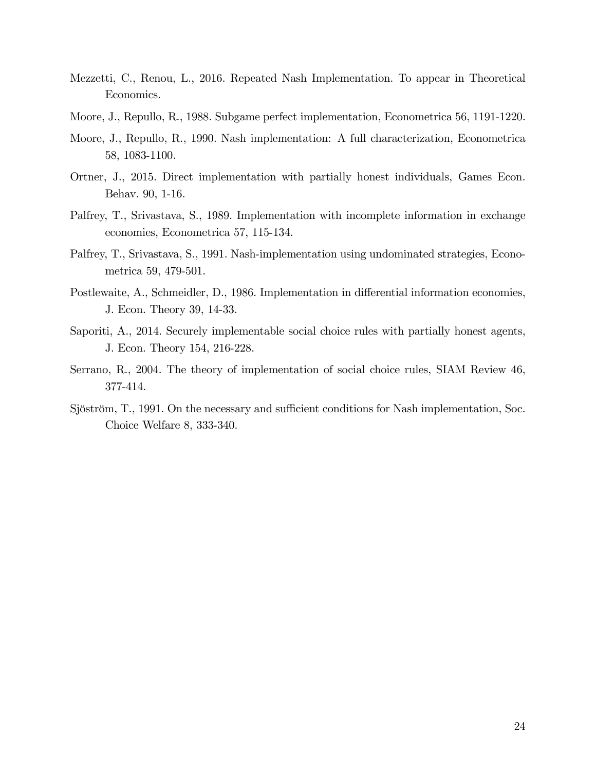Mezzetti, C., Renou, L., 2016. Repeated Nash Implementation. To appear in Theoretical Economics.

Moore, J., Repullo, R., 1988. Subgame perfect implementation, Econometrica 56, 1191-1220.

Moore, J., Repullo, R., 1990. Nash implementation: A full characterization, Econometrica 58, 1083-1100.

Ortner, J., 2015. Direct implementation with partially honest individuals, Games Econ. Behav. 90, 1-16.

Palfrey, T., Srivastava, S., 1989. Implementation with incomplete information in exchange economies, Econometrica 57, 115-134.

Palfrey, T., Srivastava, S., 1991. Nash-implementation using undominated strategies, Econometrica 59, 479-501.

Postlewaite, A., Schmeidler, D., 1986. Implementation in differential information economies, J. Econ. Theory 39, 14-33.

Saporiti, A., 2014. Securely implementable social choice rules with partially honest agents, J. Econ. Theory 154, 216-228.

Serrano, R., 2004. The theory of implementation of social choice rules, SIAM Review 46, 377-414.

Sjöström, T., 1991. On the necessary and sufficient conditions for Nash implementation, Soc. Choice Welfare 8, 333-340.